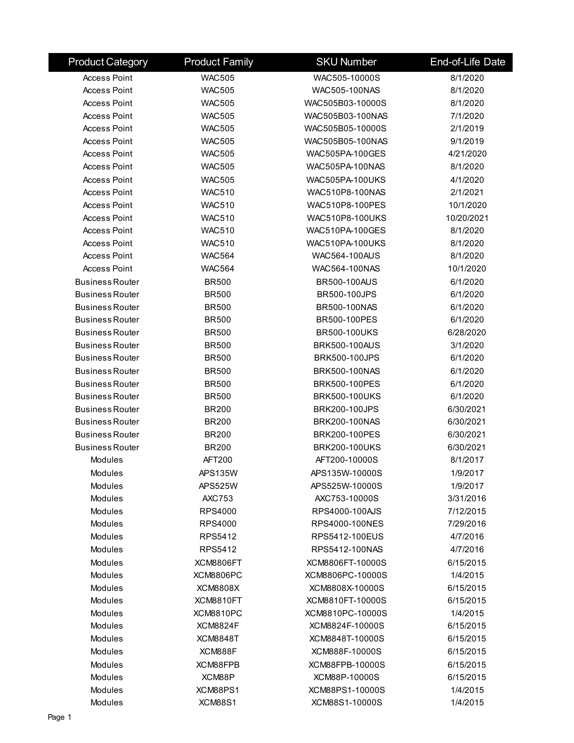| Product Category | Product Family | SKU Number | End-of-Life Date |
|---|---|---|---|
| Access Point | WAC505 | WAC505-10000S | 8/1/2020 |
| Access Point | WAC505 | WAC505-100NAS | 8/1/2020 |
| Access Point | WAC505 | WAC505B03-10000S | 8/1/2020 |
| Access Point | WAC505 | WAC505B03-100NAS | 7/1/2020 |
| Access Point | WAC505 | WAC505B05-10000S | 2/1/2019 |
| Access Point | WAC505 | WAC505B05-100NAS | 9/1/2019 |
| Access Point | WAC505 | WAC505PA-100GES | 4/21/2020 |
| Access Point | WAC505 | WAC505PA-100NAS | 8/1/2020 |
| Access Point | WAC505 | WAC505PA-100UKS | 4/1/2020 |
| Access Point | WAC510 | WAC510P8-100NAS | 2/1/2021 |
| Access Point | WAC510 | WAC510P8-100PES | 10/1/2020 |
| Access Point | WAC510 | WAC510P8-100UKS | 10/20/2021 |
| Access Point | WAC510 | WAC510PA-100GES | 8/1/2020 |
| Access Point | WAC510 | WAC510PA-100UKS | 8/1/2020 |
| Access Point | WAC564 | WAC564-100AUS | 8/1/2020 |
| Access Point | WAC564 | WAC564-100NAS | 10/1/2020 |
| Business Router | BR500 | BR500-100AUS | 6/1/2020 |
| Business Router | BR500 | BR500-100JPS | 6/1/2020 |
| Business Router | BR500 | BR500-100NAS | 6/1/2020 |
| Business Router | BR500 | BR500-100PES | 6/1/2020 |
| Business Router | BR500 | BR500-100UKS | 6/28/2020 |
| Business Router | BR500 | BRK500-100AUS | 3/1/2020 |
| Business Router | BR500 | BRK500-100JPS | 6/1/2020 |
| Business Router | BR500 | BRK500-100NAS | 6/1/2020 |
| Business Router | BR500 | BRK500-100PES | 6/1/2020 |
| Business Router | BR500 | BRK500-100UKS | 6/1/2020 |
| Business Router | BR200 | BRK200-100JPS | 6/30/2021 |
| Business Router | BR200 | BRK200-100NAS | 6/30/2021 |
| Business Router | BR200 | BRK200-100PES | 6/30/2021 |
| Business Router | BR200 | BRK200-100UKS | 6/30/2021 |
| Modules | AFT200 | AFT200-10000S | 8/1/2017 |
| Modules | APS135W | APS135W-10000S | 1/9/2017 |
| Modules | APS525W | APS525W-10000S | 1/9/2017 |
| Modules | AXC753 | AXC753-10000S | 3/31/2016 |
| Modules | RPS4000 | RPS4000-100AJS | 7/12/2015 |
| Modules | RPS4000 | RPS4000-100NES | 7/29/2016 |
| Modules | RPS5412 | RPS5412-100EUS | 4/7/2016 |
| Modules | RPS5412 | RPS5412-100NAS | 4/7/2016 |
| Modules | XCM8806FT | XCM8806FT-10000S | 6/15/2015 |
| Modules | XCM8806PC | XCM8806PC-10000S | 1/4/2015 |
| Modules | XCM8808X | XCM8808X-10000S | 6/15/2015 |
| Modules | XCM8810FT | XCM8810FT-10000S | 6/15/2015 |
| Modules | XCM8810PC | XCM8810PC-10000S | 1/4/2015 |
| Modules | XCM8824F | XCM8824F-10000S | 6/15/2015 |
| Modules | XCM8848T | XCM8848T-10000S | 6/15/2015 |
| Modules | XCM888F | XCM888F-10000S | 6/15/2015 |
| Modules | XCM88FPB | XCM88FPB-10000S | 6/15/2015 |
| Modules | XCM88P | XCM88P-10000S | 6/15/2015 |
| Modules | XCM88PS1 | XCM88PS1-10000S | 1/4/2015 |
| Modules | XCM88S1 | XCM88S1-10000S | 1/4/2015 |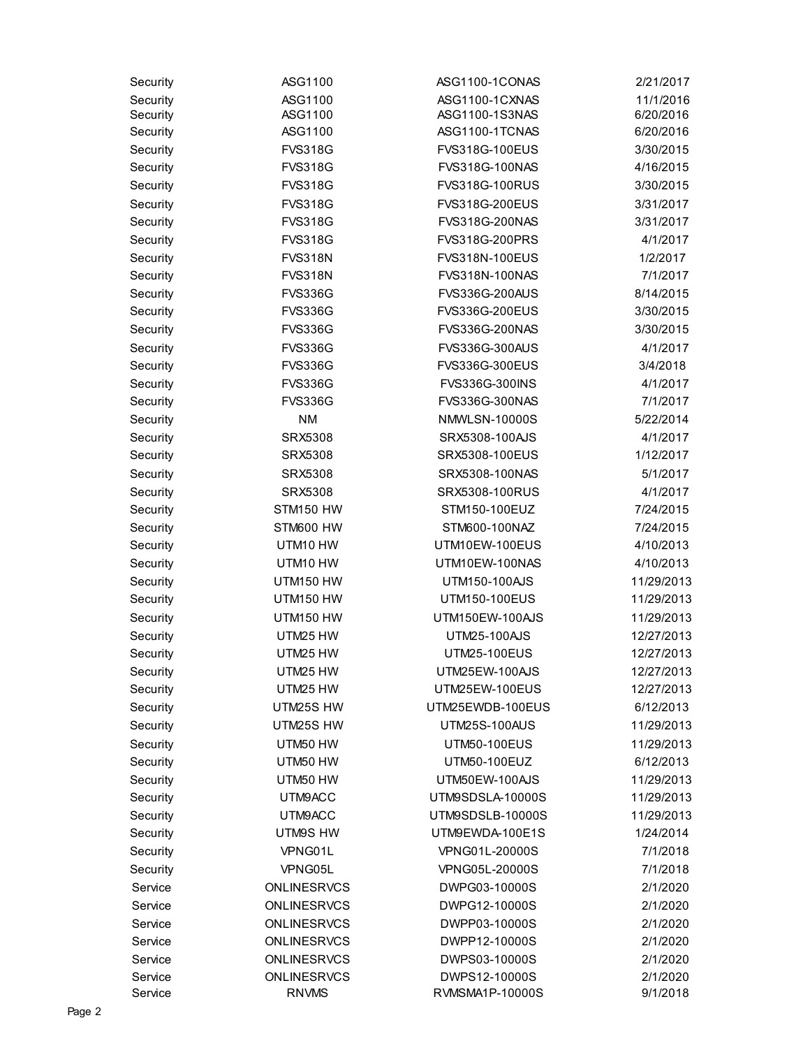| | | | |
|---|---|---|---|
| Security | ASG1100 | ASG1100-1CONAS | 2/21/2017 |
| Security | ASG1100 | ASG1100-1CXNAS | 11/1/2016 |
| Security | ASG1100 | ASG1100-1S3NAS | 6/20/2016 |
| Security | ASG1100 | ASG1100-1TCNAS | 6/20/2016 |
| Security | FVS318G | FVS318G-100EUS | 3/30/2015 |
| Security | FVS318G | FVS318G-100NAS | 4/16/2015 |
| Security | FVS318G | FVS318G-100RUS | 3/30/2015 |
| Security | FVS318G | FVS318G-200EUS | 3/31/2017 |
| Security | FVS318G | FVS318G-200NAS | 3/31/2017 |
| Security | FVS318G | FVS318G-200PRS | 4/1/2017 |
| Security | FVS318N | FVS318N-100EUS | 1/2/2017 |
| Security | FVS318N | FVS318N-100NAS | 7/1/2017 |
| Security | FVS336G | FVS336G-200AUS | 8/14/2015 |
| Security | FVS336G | FVS336G-200EUS | 3/30/2015 |
| Security | FVS336G | FVS336G-200NAS | 3/30/2015 |
| Security | FVS336G | FVS336G-300AUS | 4/1/2017 |
| Security | FVS336G | FVS336G-300EUS | 3/4/2018 |
| Security | FVS336G | FVS336G-300INS | 4/1/2017 |
| Security | FVS336G | FVS336G-300NAS | 7/1/2017 |
| Security | NM | NMWLSN-10000S | 5/22/2014 |
| Security | SRX5308 | SRX5308-100AJS | 4/1/2017 |
| Security | SRX5308 | SRX5308-100EUS | 1/12/2017 |
| Security | SRX5308 | SRX5308-100NAS | 5/1/2017 |
| Security | SRX5308 | SRX5308-100RUS | 4/1/2017 |
| Security | STM150 HW | STM150-100EUZ | 7/24/2015 |
| Security | STM600 HW | STM600-100NAZ | 7/24/2015 |
| Security | UTM10 HW | UTM10EW-100EUS | 4/10/2013 |
| Security | UTM10 HW | UTM10EW-100NAS | 4/10/2013 |
| Security | UTM150 HW | UTM150-100AJS | 11/29/2013 |
| Security | UTM150 HW | UTM150-100EUS | 11/29/2013 |
| Security | UTM150 HW | UTM150EW-100AJS | 11/29/2013 |
| Security | UTM25 HW | UTM25-100AJS | 12/27/2013 |
| Security | UTM25 HW | UTM25-100EUS | 12/27/2013 |
| Security | UTM25 HW | UTM25EW-100AJS | 12/27/2013 |
| Security | UTM25 HW | UTM25EW-100EUS | 12/27/2013 |
| Security | UTM25S HW | UTM25EWDB-100EUS | 6/12/2013 |
| Security | UTM25S HW | UTM25S-100AUS | 11/29/2013 |
| Security | UTM50 HW | UTM50-100EUS | 11/29/2013 |
| Security | UTM50 HW | UTM50-100EUZ | 6/12/2013 |
| Security | UTM50 HW | UTM50EW-100AJS | 11/29/2013 |
| Security | UTM9ACC | UTM9SDSLA-10000S | 11/29/2013 |
| Security | UTM9ACC | UTM9SDSLB-10000S | 11/29/2013 |
| Security | UTM9S HW | UTM9EWDA-100E1S | 1/24/2014 |
| Security | VPNG01L | VPNG01L-20000S | 7/1/2018 |
| Security | VPNG05L | VPNG05L-20000S | 7/1/2018 |
| Service | ONLINESRVCS | DWPG03-10000S | 2/1/2020 |
| Service | ONLINESRVCS | DWPG12-10000S | 2/1/2020 |
| Service | ONLINESRVCS | DWPP03-10000S | 2/1/2020 |
| Service | ONLINESRVCS | DWPP12-10000S | 2/1/2020 |
| Service | ONLINESRVCS | DWPS03-10000S | 2/1/2020 |
| Service | ONLINESRVCS | DWPS12-10000S | 2/1/2020 |
| Service | RNVMS | RVMSMA1P-10000S | 9/1/2018 |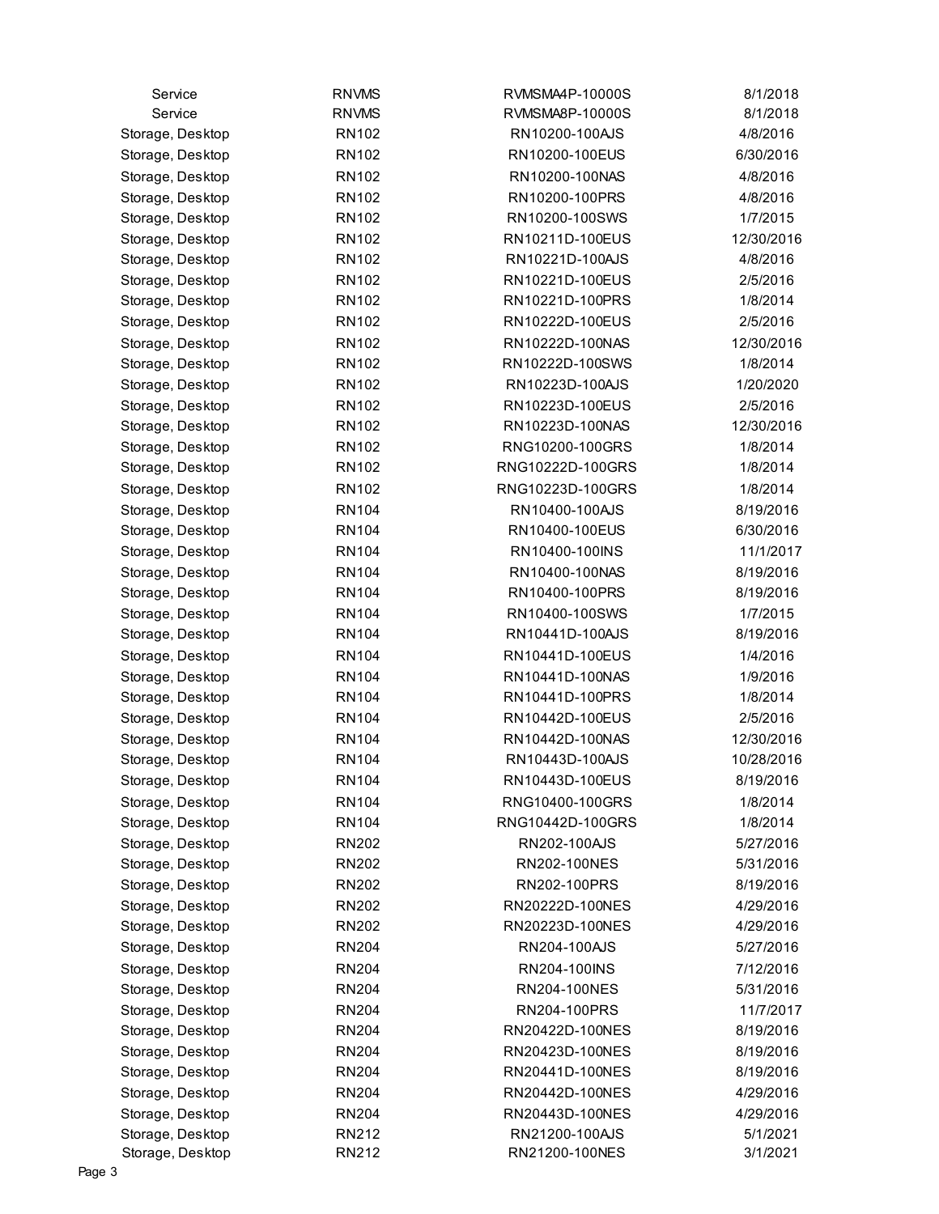| | | | |
|---|---|---|---|
| Service | RNVMS | RVMSMA4P-10000S | 8/1/2018 |
| Service | RNVMS | RVMSMA8P-10000S | 8/1/2018 |
| Storage, Desktop | RN102 | RN10200-100AJS | 4/8/2016 |
| Storage, Desktop | RN102 | RN10200-100EUS | 6/30/2016 |
| Storage, Desktop | RN102 | RN10200-100NAS | 4/8/2016 |
| Storage, Desktop | RN102 | RN10200-100PRS | 4/8/2016 |
| Storage, Desktop | RN102 | RN10200-100SWS | 1/7/2015 |
| Storage, Desktop | RN102 | RN10211D-100EUS | 12/30/2016 |
| Storage, Desktop | RN102 | RN10221D-100AJS | 4/8/2016 |
| Storage, Desktop | RN102 | RN10221D-100EUS | 2/5/2016 |
| Storage, Desktop | RN102 | RN10221D-100PRS | 1/8/2014 |
| Storage, Desktop | RN102 | RN10222D-100EUS | 2/5/2016 |
| Storage, Desktop | RN102 | RN10222D-100NAS | 12/30/2016 |
| Storage, Desktop | RN102 | RN10222D-100SWS | 1/8/2014 |
| Storage, Desktop | RN102 | RN10223D-100AJS | 1/20/2020 |
| Storage, Desktop | RN102 | RN10223D-100EUS | 2/5/2016 |
| Storage, Desktop | RN102 | RN10223D-100NAS | 12/30/2016 |
| Storage, Desktop | RN102 | RNG10200-100GRS | 1/8/2014 |
| Storage, Desktop | RN102 | RNG10222D-100GRS | 1/8/2014 |
| Storage, Desktop | RN102 | RNG10223D-100GRS | 1/8/2014 |
| Storage, Desktop | RN104 | RN10400-100AJS | 8/19/2016 |
| Storage, Desktop | RN104 | RN10400-100EUS | 6/30/2016 |
| Storage, Desktop | RN104 | RN10400-100INS | 11/1/2017 |
| Storage, Desktop | RN104 | RN10400-100NAS | 8/19/2016 |
| Storage, Desktop | RN104 | RN10400-100PRS | 8/19/2016 |
| Storage, Desktop | RN104 | RN10400-100SWS | 1/7/2015 |
| Storage, Desktop | RN104 | RN10441D-100AJS | 8/19/2016 |
| Storage, Desktop | RN104 | RN10441D-100EUS | 1/4/2016 |
| Storage, Desktop | RN104 | RN10441D-100NAS | 1/9/2016 |
| Storage, Desktop | RN104 | RN10441D-100PRS | 1/8/2014 |
| Storage, Desktop | RN104 | RN10442D-100EUS | 2/5/2016 |
| Storage, Desktop | RN104 | RN10442D-100NAS | 12/30/2016 |
| Storage, Desktop | RN104 | RN10443D-100AJS | 10/28/2016 |
| Storage, Desktop | RN104 | RN10443D-100EUS | 8/19/2016 |
| Storage, Desktop | RN104 | RNG10400-100GRS | 1/8/2014 |
| Storage, Desktop | RN104 | RNG10442D-100GRS | 1/8/2014 |
| Storage, Desktop | RN202 | RN202-100AJS | 5/27/2016 |
| Storage, Desktop | RN202 | RN202-100NES | 5/31/2016 |
| Storage, Desktop | RN202 | RN202-100PRS | 8/19/2016 |
| Storage, Desktop | RN202 | RN20222D-100NES | 4/29/2016 |
| Storage, Desktop | RN202 | RN20223D-100NES | 4/29/2016 |
| Storage, Desktop | RN204 | RN204-100AJS | 5/27/2016 |
| Storage, Desktop | RN204 | RN204-100INS | 7/12/2016 |
| Storage, Desktop | RN204 | RN204-100NES | 5/31/2016 |
| Storage, Desktop | RN204 | RN204-100PRS | 11/7/2017 |
| Storage, Desktop | RN204 | RN20422D-100NES | 8/19/2016 |
| Storage, Desktop | RN204 | RN20423D-100NES | 8/19/2016 |
| Storage, Desktop | RN204 | RN20441D-100NES | 8/19/2016 |
| Storage, Desktop | RN204 | RN20442D-100NES | 4/29/2016 |
| Storage, Desktop | RN204 | RN20443D-100NES | 4/29/2016 |
| Storage, Desktop | RN212 | RN21200-100AJS | 5/1/2021 |
| Storage, Desktop | RN212 | RN21200-100NES | 3/1/2021 |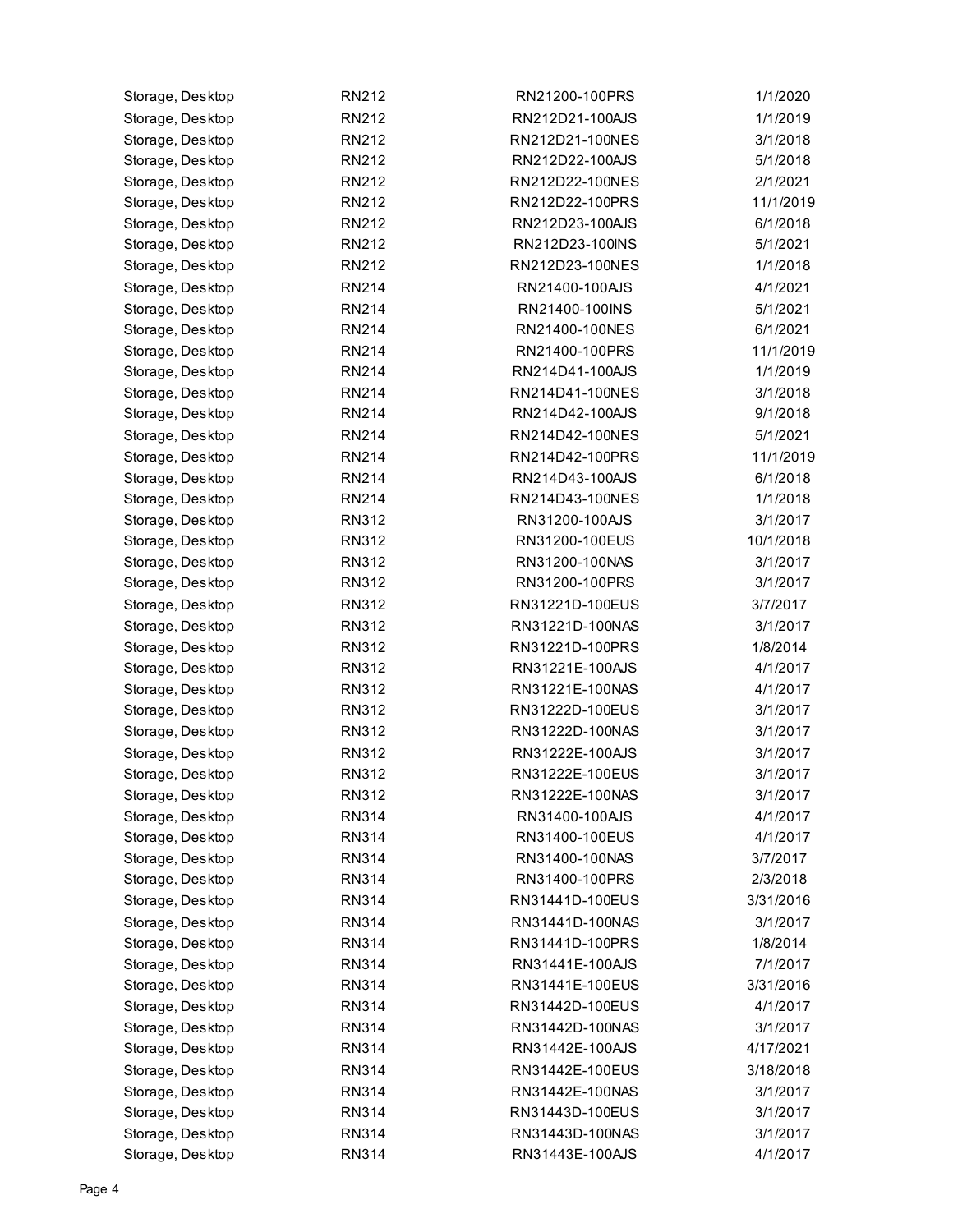| | | | |
|---|---|---|---|
| Storage, Desktop | RN212 | RN21200-100PRS | 1/1/2020 |
| Storage, Desktop | RN212 | RN212D21-100AJS | 1/1/2019 |
| Storage, Desktop | RN212 | RN212D21-100NES | 3/1/2018 |
| Storage, Desktop | RN212 | RN212D22-100AJS | 5/1/2018 |
| Storage, Desktop | RN212 | RN212D22-100NES | 2/1/2021 |
| Storage, Desktop | RN212 | RN212D22-100PRS | 11/1/2019 |
| Storage, Desktop | RN212 | RN212D23-100AJS | 6/1/2018 |
| Storage, Desktop | RN212 | RN212D23-100INS | 5/1/2021 |
| Storage, Desktop | RN212 | RN212D23-100NES | 1/1/2018 |
| Storage, Desktop | RN214 | RN21400-100AJS | 4/1/2021 |
| Storage, Desktop | RN214 | RN21400-100INS | 5/1/2021 |
| Storage, Desktop | RN214 | RN21400-100NES | 6/1/2021 |
| Storage, Desktop | RN214 | RN21400-100PRS | 11/1/2019 |
| Storage, Desktop | RN214 | RN214D41-100AJS | 1/1/2019 |
| Storage, Desktop | RN214 | RN214D41-100NES | 3/1/2018 |
| Storage, Desktop | RN214 | RN214D42-100AJS | 9/1/2018 |
| Storage, Desktop | RN214 | RN214D42-100NES | 5/1/2021 |
| Storage, Desktop | RN214 | RN214D42-100PRS | 11/1/2019 |
| Storage, Desktop | RN214 | RN214D43-100AJS | 6/1/2018 |
| Storage, Desktop | RN214 | RN214D43-100NES | 1/1/2018 |
| Storage, Desktop | RN312 | RN31200-100AJS | 3/1/2017 |
| Storage, Desktop | RN312 | RN31200-100EUS | 10/1/2018 |
| Storage, Desktop | RN312 | RN31200-100NAS | 3/1/2017 |
| Storage, Desktop | RN312 | RN31200-100PRS | 3/1/2017 |
| Storage, Desktop | RN312 | RN31221D-100EUS | 3/7/2017 |
| Storage, Desktop | RN312 | RN31221D-100NAS | 3/1/2017 |
| Storage, Desktop | RN312 | RN31221D-100PRS | 1/8/2014 |
| Storage, Desktop | RN312 | RN31221E-100AJS | 4/1/2017 |
| Storage, Desktop | RN312 | RN31221E-100NAS | 4/1/2017 |
| Storage, Desktop | RN312 | RN31222D-100EUS | 3/1/2017 |
| Storage, Desktop | RN312 | RN31222D-100NAS | 3/1/2017 |
| Storage, Desktop | RN312 | RN31222E-100AJS | 3/1/2017 |
| Storage, Desktop | RN312 | RN31222E-100EUS | 3/1/2017 |
| Storage, Desktop | RN312 | RN31222E-100NAS | 3/1/2017 |
| Storage, Desktop | RN314 | RN31400-100AJS | 4/1/2017 |
| Storage, Desktop | RN314 | RN31400-100EUS | 4/1/2017 |
| Storage, Desktop | RN314 | RN31400-100NAS | 3/7/2017 |
| Storage, Desktop | RN314 | RN31400-100PRS | 2/3/2018 |
| Storage, Desktop | RN314 | RN31441D-100EUS | 3/31/2016 |
| Storage, Desktop | RN314 | RN31441D-100NAS | 3/1/2017 |
| Storage, Desktop | RN314 | RN31441D-100PRS | 1/8/2014 |
| Storage, Desktop | RN314 | RN31441E-100AJS | 7/1/2017 |
| Storage, Desktop | RN314 | RN31441E-100EUS | 3/31/2016 |
| Storage, Desktop | RN314 | RN31442D-100EUS | 4/1/2017 |
| Storage, Desktop | RN314 | RN31442D-100NAS | 3/1/2017 |
| Storage, Desktop | RN314 | RN31442E-100AJS | 4/17/2021 |
| Storage, Desktop | RN314 | RN31442E-100EUS | 3/18/2018 |
| Storage, Desktop | RN314 | RN31442E-100NAS | 3/1/2017 |
| Storage, Desktop | RN314 | RN31443D-100EUS | 3/1/2017 |
| Storage, Desktop | RN314 | RN31443D-100NAS | 3/1/2017 |
| Storage, Desktop | RN314 | RN31443E-100AJS | 4/1/2017 |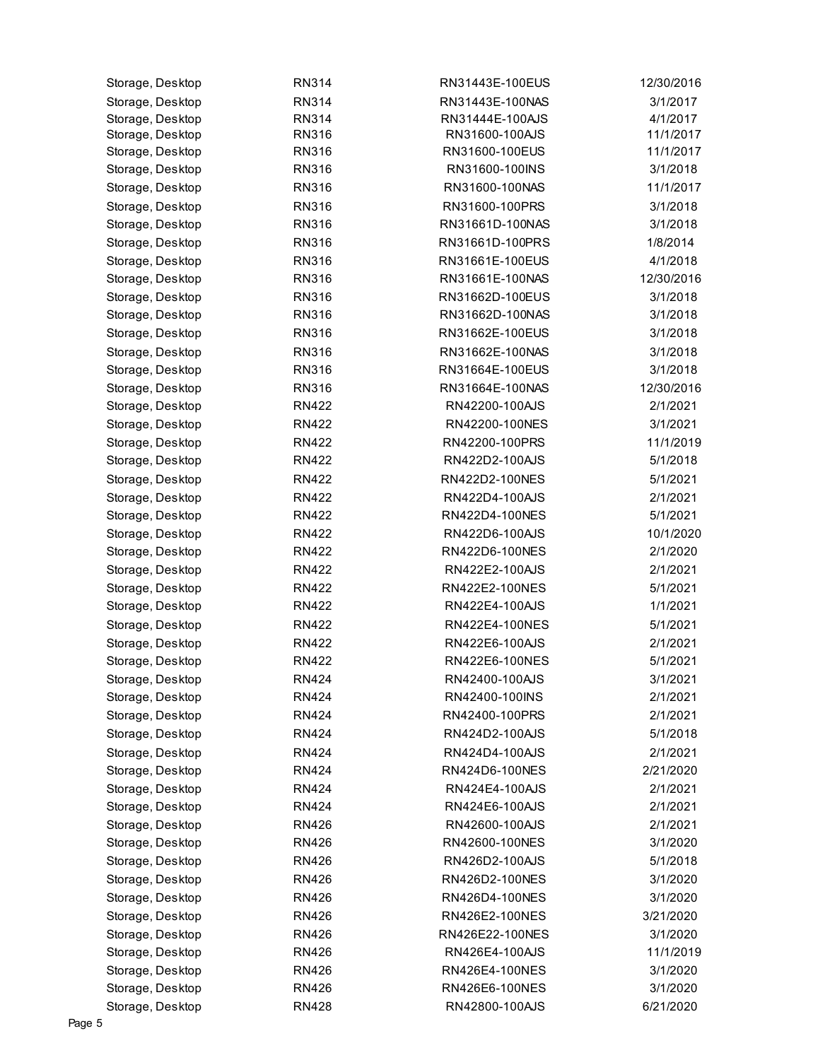| | | | |
|---|---|---|---|
| Storage, Desktop | RN314 | RN31443E-100EUS | 12/30/2016 |
| Storage, Desktop | RN314 | RN31443E-100NAS | 3/1/2017 |
| Storage, Desktop | RN314 | RN31444E-100AJS | 4/1/2017 |
| Storage, Desktop | RN316 | RN31600-100AJS | 11/1/2017 |
| Storage, Desktop | RN316 | RN31600-100EUS | 11/1/2017 |
| Storage, Desktop | RN316 | RN31600-100INS | 3/1/2018 |
| Storage, Desktop | RN316 | RN31600-100NAS | 11/1/2017 |
| Storage, Desktop | RN316 | RN31600-100PRS | 3/1/2018 |
| Storage, Desktop | RN316 | RN31661D-100NAS | 3/1/2018 |
| Storage, Desktop | RN316 | RN31661D-100PRS | 1/8/2014 |
| Storage, Desktop | RN316 | RN31661E-100EUS | 4/1/2018 |
| Storage, Desktop | RN316 | RN31661E-100NAS | 12/30/2016 |
| Storage, Desktop | RN316 | RN31662D-100EUS | 3/1/2018 |
| Storage, Desktop | RN316 | RN31662D-100NAS | 3/1/2018 |
| Storage, Desktop | RN316 | RN31662E-100EUS | 3/1/2018 |
| Storage, Desktop | RN316 | RN31662E-100NAS | 3/1/2018 |
| Storage, Desktop | RN316 | RN31664E-100EUS | 3/1/2018 |
| Storage, Desktop | RN316 | RN31664E-100NAS | 12/30/2016 |
| Storage, Desktop | RN422 | RN42200-100AJS | 2/1/2021 |
| Storage, Desktop | RN422 | RN42200-100NES | 3/1/2021 |
| Storage, Desktop | RN422 | RN42200-100PRS | 11/1/2019 |
| Storage, Desktop | RN422 | RN422D2-100AJS | 5/1/2018 |
| Storage, Desktop | RN422 | RN422D2-100NES | 5/1/2021 |
| Storage, Desktop | RN422 | RN422D4-100AJS | 2/1/2021 |
| Storage, Desktop | RN422 | RN422D4-100NES | 5/1/2021 |
| Storage, Desktop | RN422 | RN422D6-100AJS | 10/1/2020 |
| Storage, Desktop | RN422 | RN422D6-100NES | 2/1/2020 |
| Storage, Desktop | RN422 | RN422E2-100AJS | 2/1/2021 |
| Storage, Desktop | RN422 | RN422E2-100NES | 5/1/2021 |
| Storage, Desktop | RN422 | RN422E4-100AJS | 1/1/2021 |
| Storage, Desktop | RN422 | RN422E4-100NES | 5/1/2021 |
| Storage, Desktop | RN422 | RN422E6-100AJS | 2/1/2021 |
| Storage, Desktop | RN422 | RN422E6-100NES | 5/1/2021 |
| Storage, Desktop | RN424 | RN42400-100AJS | 3/1/2021 |
| Storage, Desktop | RN424 | RN42400-100INS | 2/1/2021 |
| Storage, Desktop | RN424 | RN42400-100PRS | 2/1/2021 |
| Storage, Desktop | RN424 | RN424D2-100AJS | 5/1/2018 |
| Storage, Desktop | RN424 | RN424D4-100AJS | 2/1/2021 |
| Storage, Desktop | RN424 | RN424D6-100NES | 2/21/2020 |
| Storage, Desktop | RN424 | RN424E4-100AJS | 2/1/2021 |
| Storage, Desktop | RN424 | RN424E6-100AJS | 2/1/2021 |
| Storage, Desktop | RN426 | RN42600-100AJS | 2/1/2021 |
| Storage, Desktop | RN426 | RN42600-100NES | 3/1/2020 |
| Storage, Desktop | RN426 | RN426D2-100AJS | 5/1/2018 |
| Storage, Desktop | RN426 | RN426D2-100NES | 3/1/2020 |
| Storage, Desktop | RN426 | RN426D4-100NES | 3/1/2020 |
| Storage, Desktop | RN426 | RN426E2-100NES | 3/21/2020 |
| Storage, Desktop | RN426 | RN426E22-100NES | 3/1/2020 |
| Storage, Desktop | RN426 | RN426E4-100AJS | 11/1/2019 |
| Storage, Desktop | RN426 | RN426E4-100NES | 3/1/2020 |
| Storage, Desktop | RN426 | RN426E6-100NES | 3/1/2020 |
| Storage, Desktop | RN428 | RN42800-100AJS | 6/21/2020 |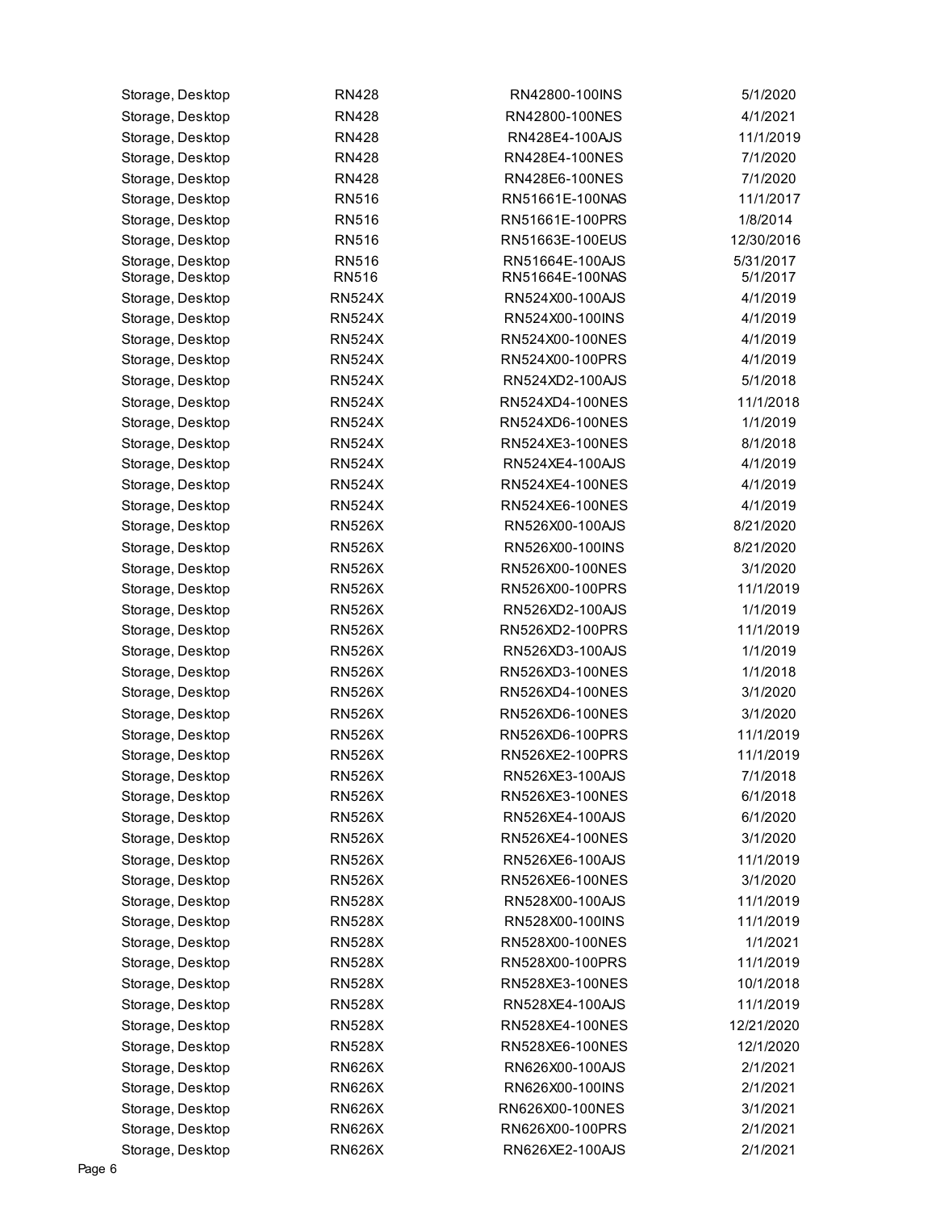| | | | |
|---|---|---|---|
| Storage, Desktop | RN428 | RN42800-100INS | 5/1/2020 |
| Storage, Desktop | RN428 | RN42800-100NES | 4/1/2021 |
| Storage, Desktop | RN428 | RN428E4-100AJS | 11/1/2019 |
| Storage, Desktop | RN428 | RN428E4-100NES | 7/1/2020 |
| Storage, Desktop | RN428 | RN428E6-100NES | 7/1/2020 |
| Storage, Desktop | RN516 | RN51661E-100NAS | 11/1/2017 |
| Storage, Desktop | RN516 | RN51661E-100PRS | 1/8/2014 |
| Storage, Desktop | RN516 | RN51663E-100EUS | 12/30/2016 |
| Storage, Desktop | RN516 | RN51664E-100AJS | 5/31/2017 |
| Storage, Desktop | RN516 | RN51664E-100NAS | 5/1/2017 |
| Storage, Desktop | RN524X | RN524X00-100AJS | 4/1/2019 |
| Storage, Desktop | RN524X | RN524X00-100INS | 4/1/2019 |
| Storage, Desktop | RN524X | RN524X00-100NES | 4/1/2019 |
| Storage, Desktop | RN524X | RN524X00-100PRS | 4/1/2019 |
| Storage, Desktop | RN524X | RN524XD2-100AJS | 5/1/2018 |
| Storage, Desktop | RN524X | RN524XD4-100NES | 11/1/2018 |
| Storage, Desktop | RN524X | RN524XD6-100NES | 1/1/2019 |
| Storage, Desktop | RN524X | RN524XE3-100NES | 8/1/2018 |
| Storage, Desktop | RN524X | RN524XE4-100AJS | 4/1/2019 |
| Storage, Desktop | RN524X | RN524XE4-100NES | 4/1/2019 |
| Storage, Desktop | RN524X | RN524XE6-100NES | 4/1/2019 |
| Storage, Desktop | RN526X | RN526X00-100AJS | 8/21/2020 |
| Storage, Desktop | RN526X | RN526X00-100INS | 8/21/2020 |
| Storage, Desktop | RN526X | RN526X00-100NES | 3/1/2020 |
| Storage, Desktop | RN526X | RN526X00-100PRS | 11/1/2019 |
| Storage, Desktop | RN526X | RN526XD2-100AJS | 1/1/2019 |
| Storage, Desktop | RN526X | RN526XD2-100PRS | 11/1/2019 |
| Storage, Desktop | RN526X | RN526XD3-100AJS | 1/1/2019 |
| Storage, Desktop | RN526X | RN526XD3-100NES | 1/1/2018 |
| Storage, Desktop | RN526X | RN526XD4-100NES | 3/1/2020 |
| Storage, Desktop | RN526X | RN526XD6-100NES | 3/1/2020 |
| Storage, Desktop | RN526X | RN526XD6-100PRS | 11/1/2019 |
| Storage, Desktop | RN526X | RN526XE2-100PRS | 11/1/2019 |
| Storage, Desktop | RN526X | RN526XE3-100AJS | 7/1/2018 |
| Storage, Desktop | RN526X | RN526XE3-100NES | 6/1/2018 |
| Storage, Desktop | RN526X | RN526XE4-100AJS | 6/1/2020 |
| Storage, Desktop | RN526X | RN526XE4-100NES | 3/1/2020 |
| Storage, Desktop | RN526X | RN526XE6-100AJS | 11/1/2019 |
| Storage, Desktop | RN526X | RN526XE6-100NES | 3/1/2020 |
| Storage, Desktop | RN528X | RN528X00-100AJS | 11/1/2019 |
| Storage, Desktop | RN528X | RN528X00-100INS | 11/1/2019 |
| Storage, Desktop | RN528X | RN528X00-100NES | 1/1/2021 |
| Storage, Desktop | RN528X | RN528X00-100PRS | 11/1/2019 |
| Storage, Desktop | RN528X | RN528XE3-100NES | 10/1/2018 |
| Storage, Desktop | RN528X | RN528XE4-100AJS | 11/1/2019 |
| Storage, Desktop | RN528X | RN528XE4-100NES | 12/21/2020 |
| Storage, Desktop | RN528X | RN528XE6-100NES | 12/1/2020 |
| Storage, Desktop | RN626X | RN626X00-100AJS | 2/1/2021 |
| Storage, Desktop | RN626X | RN626X00-100INS | 2/1/2021 |
| Storage, Desktop | RN626X | RN626X00-100NES | 3/1/2021 |
| Storage, Desktop | RN626X | RN626X00-100PRS | 2/1/2021 |
| Storage, Desktop | RN626X | RN626XE2-100AJS | 2/1/2021 |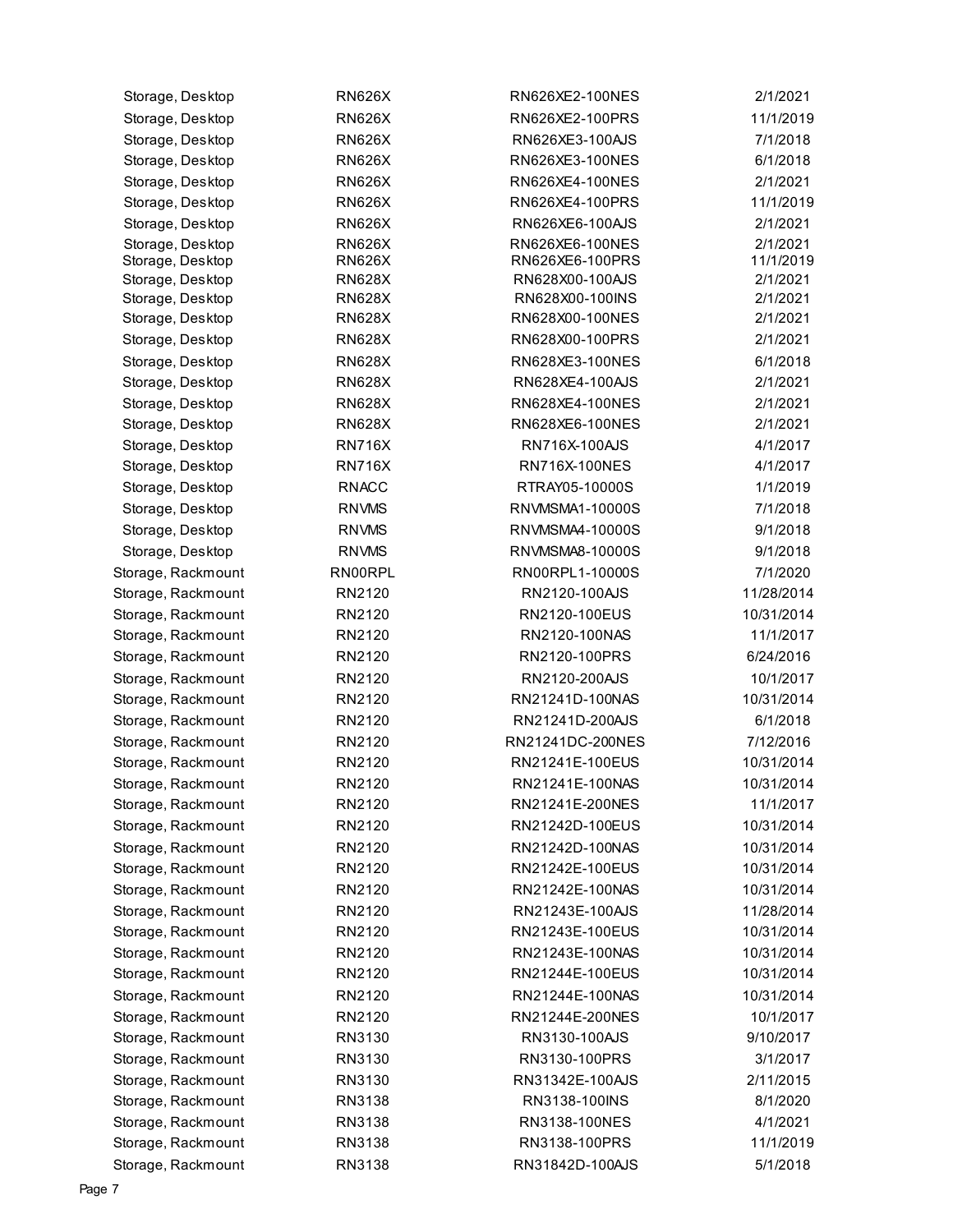| Storage, Desktop | RN626X | RN626XE2-100NES | 2/1/2021 |
|---|---|---|---|
| Storage, Desktop | RN626X | RN626XE2-100PRS | 11/1/2019 |
| Storage, Desktop | RN626X | RN626XE3-100AJS | 7/1/2018 |
| Storage, Desktop | RN626X | RN626XE3-100NES | 6/1/2018 |
| Storage, Desktop | RN626X | RN626XE4-100NES | 2/1/2021 |
| Storage, Desktop | RN626X | RN626XE4-100PRS | 11/1/2019 |
| Storage, Desktop | RN626X | RN626XE6-100AJS | 2/1/2021 |
| Storage, Desktop | RN626X | RN626XE6-100NES | 2/1/2021 |
| Storage, Desktop | RN626X | RN626XE6-100PRS | 11/1/2019 |
| Storage, Desktop | RN628X | RN628X00-100AJS | 2/1/2021 |
| Storage, Desktop | RN628X | RN628X00-100INS | 2/1/2021 |
| Storage, Desktop | RN628X | RN628X00-100NES | 2/1/2021 |
| Storage, Desktop | RN628X | RN628X00-100PRS | 2/1/2021 |
| Storage, Desktop | RN628X | RN628XE3-100NES | 6/1/2018 |
| Storage, Desktop | RN628X | RN628XE4-100AJS | 2/1/2021 |
| Storage, Desktop | RN628X | RN628XE4-100NES | 2/1/2021 |
| Storage, Desktop | RN628X | RN628XE6-100NES | 2/1/2021 |
| Storage, Desktop | RN716X | RN716X-100AJS | 4/1/2017 |
| Storage, Desktop | RN716X | RN716X-100NES | 4/1/2017 |
| Storage, Desktop | RNACC | RTRAY05-10000S | 1/1/2019 |
| Storage, Desktop | RNVMS | RNVMSMA1-10000S | 7/1/2018 |
| Storage, Desktop | RNVMS | RNVMSMA4-10000S | 9/1/2018 |
| Storage, Desktop | RNVMS | RNVMSMA8-10000S | 9/1/2018 |
| Storage, Rackmount | RN00RPL | RN00RPL1-10000S | 7/1/2020 |
| Storage, Rackmount | RN2120 | RN2120-100AJS | 11/28/2014 |
| Storage, Rackmount | RN2120 | RN2120-100EUS | 10/31/2014 |
| Storage, Rackmount | RN2120 | RN2120-100NAS | 11/1/2017 |
| Storage, Rackmount | RN2120 | RN2120-100PRS | 6/24/2016 |
| Storage, Rackmount | RN2120 | RN2120-200AJS | 10/1/2017 |
| Storage, Rackmount | RN2120 | RN21241D-100NAS | 10/31/2014 |
| Storage, Rackmount | RN2120 | RN21241D-200AJS | 6/1/2018 |
| Storage, Rackmount | RN2120 | RN21241DC-200NES | 7/12/2016 |
| Storage, Rackmount | RN2120 | RN21241E-100EUS | 10/31/2014 |
| Storage, Rackmount | RN2120 | RN21241E-100NAS | 10/31/2014 |
| Storage, Rackmount | RN2120 | RN21241E-200NES | 11/1/2017 |
| Storage, Rackmount | RN2120 | RN21242D-100EUS | 10/31/2014 |
| Storage, Rackmount | RN2120 | RN21242D-100NAS | 10/31/2014 |
| Storage, Rackmount | RN2120 | RN21242E-100EUS | 10/31/2014 |
| Storage, Rackmount | RN2120 | RN21242E-100NAS | 10/31/2014 |
| Storage, Rackmount | RN2120 | RN21243E-100AJS | 11/28/2014 |
| Storage, Rackmount | RN2120 | RN21243E-100EUS | 10/31/2014 |
| Storage, Rackmount | RN2120 | RN21243E-100NAS | 10/31/2014 |
| Storage, Rackmount | RN2120 | RN21244E-100EUS | 10/31/2014 |
| Storage, Rackmount | RN2120 | RN21244E-100NAS | 10/31/2014 |
| Storage, Rackmount | RN2120 | RN21244E-200NES | 10/1/2017 |
| Storage, Rackmount | RN3130 | RN3130-100AJS | 9/10/2017 |
| Storage, Rackmount | RN3130 | RN3130-100PRS | 3/1/2017 |
| Storage, Rackmount | RN3130 | RN31342E-100AJS | 2/11/2015 |
| Storage, Rackmount | RN3138 | RN3138-100INS | 8/1/2020 |
| Storage, Rackmount | RN3138 | RN3138-100NES | 4/1/2021 |
| Storage, Rackmount | RN3138 | RN3138-100PRS | 11/1/2019 |
| Storage, Rackmount | RN3138 | RN31842D-100AJS | 5/1/2018 |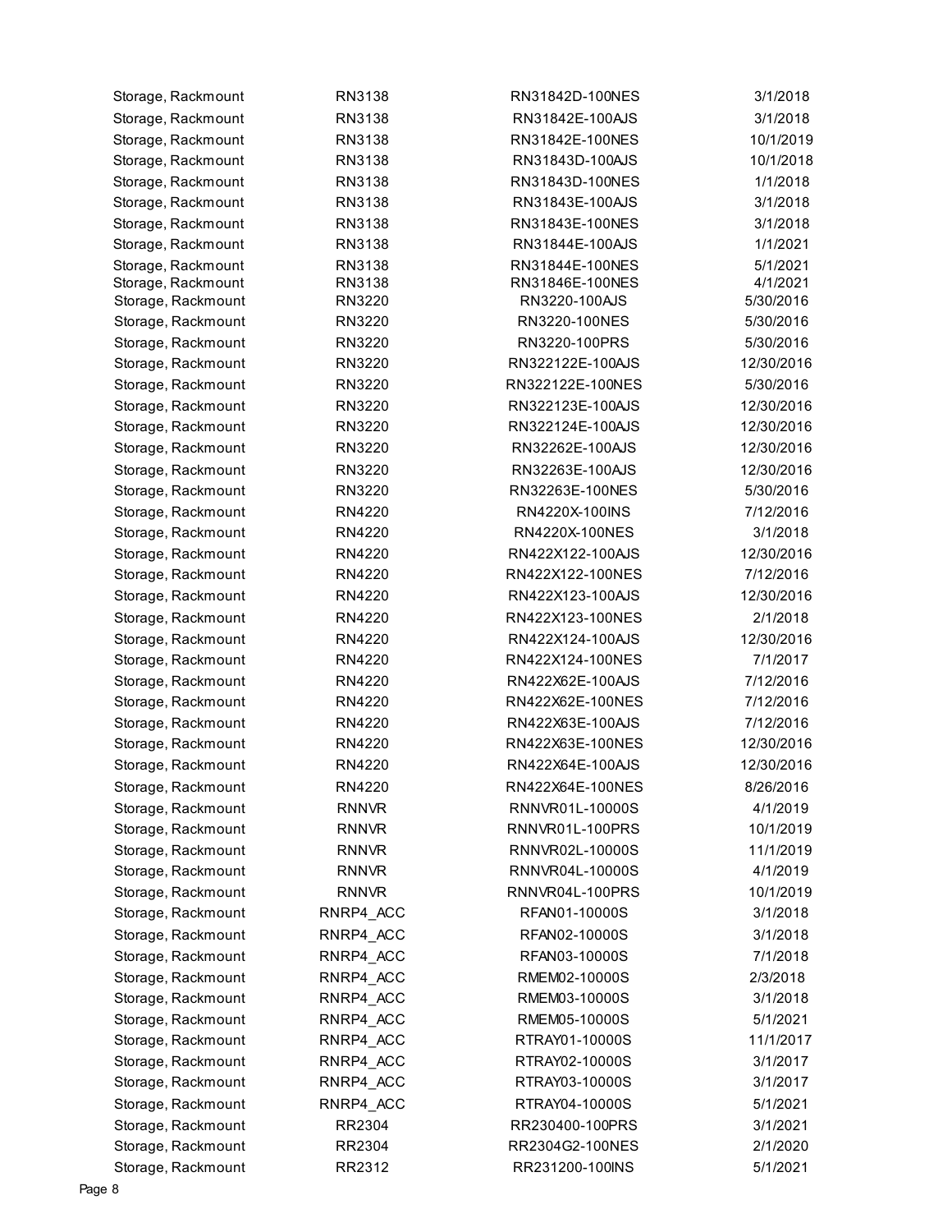| | | | |
|---|---|---|---|
| Storage, Rackmount | RN3138 | RN31842D-100NES | 3/1/2018 |
| Storage, Rackmount | RN3138 | RN31842E-100AJS | 3/1/2018 |
| Storage, Rackmount | RN3138 | RN31842E-100NES | 10/1/2019 |
| Storage, Rackmount | RN3138 | RN31843D-100AJS | 10/1/2018 |
| Storage, Rackmount | RN3138 | RN31843D-100NES | 1/1/2018 |
| Storage, Rackmount | RN3138 | RN31843E-100AJS | 3/1/2018 |
| Storage, Rackmount | RN3138 | RN31843E-100NES | 3/1/2018 |
| Storage, Rackmount | RN3138 | RN31844E-100AJS | 1/1/2021 |
| Storage, Rackmount | RN3138 | RN31844E-100NES | 5/1/2021 |
| Storage, Rackmount | RN3138 | RN31846E-100NES | 4/1/2021 |
| Storage, Rackmount | RN3220 | RN3220-100AJS | 5/30/2016 |
| Storage, Rackmount | RN3220 | RN3220-100NES | 5/30/2016 |
| Storage, Rackmount | RN3220 | RN3220-100PRS | 5/30/2016 |
| Storage, Rackmount | RN3220 | RN322122E-100AJS | 12/30/2016 |
| Storage, Rackmount | RN3220 | RN322122E-100NES | 5/30/2016 |
| Storage, Rackmount | RN3220 | RN322123E-100AJS | 12/30/2016 |
| Storage, Rackmount | RN3220 | RN322124E-100AJS | 12/30/2016 |
| Storage, Rackmount | RN3220 | RN32262E-100AJS | 12/30/2016 |
| Storage, Rackmount | RN3220 | RN32263E-100AJS | 12/30/2016 |
| Storage, Rackmount | RN3220 | RN32263E-100NES | 5/30/2016 |
| Storage, Rackmount | RN4220 | RN4220X-100INS | 7/12/2016 |
| Storage, Rackmount | RN4220 | RN4220X-100NES | 3/1/2018 |
| Storage, Rackmount | RN4220 | RN422X122-100AJS | 12/30/2016 |
| Storage, Rackmount | RN4220 | RN422X122-100NES | 7/12/2016 |
| Storage, Rackmount | RN4220 | RN422X123-100AJS | 12/30/2016 |
| Storage, Rackmount | RN4220 | RN422X123-100NES | 2/1/2018 |
| Storage, Rackmount | RN4220 | RN422X124-100AJS | 12/30/2016 |
| Storage, Rackmount | RN4220 | RN422X124-100NES | 7/1/2017 |
| Storage, Rackmount | RN4220 | RN422X62E-100AJS | 7/12/2016 |
| Storage, Rackmount | RN4220 | RN422X62E-100NES | 7/12/2016 |
| Storage, Rackmount | RN4220 | RN422X63E-100AJS | 7/12/2016 |
| Storage, Rackmount | RN4220 | RN422X63E-100NES | 12/30/2016 |
| Storage, Rackmount | RN4220 | RN422X64E-100AJS | 12/30/2016 |
| Storage, Rackmount | RN4220 | RN422X64E-100NES | 8/26/2016 |
| Storage, Rackmount | RNNVR | RNNVR01L-10000S | 4/1/2019 |
| Storage, Rackmount | RNNVR | RNNVR01L-100PRS | 10/1/2019 |
| Storage, Rackmount | RNNVR | RNNVR02L-10000S | 11/1/2019 |
| Storage, Rackmount | RNNVR | RNNVR04L-10000S | 4/1/2019 |
| Storage, Rackmount | RNNVR | RNNVR04L-100PRS | 10/1/2019 |
| Storage, Rackmount | RNRP4_ACC | RFAN01-10000S | 3/1/2018 |
| Storage, Rackmount | RNRP4_ACC | RFAN02-10000S | 3/1/2018 |
| Storage, Rackmount | RNRP4_ACC | RFAN03-10000S | 7/1/2018 |
| Storage, Rackmount | RNRP4_ACC | RMEM02-10000S | 2/3/2018 |
| Storage, Rackmount | RNRP4_ACC | RMEM03-10000S | 3/1/2018 |
| Storage, Rackmount | RNRP4_ACC | RMEM05-10000S | 5/1/2021 |
| Storage, Rackmount | RNRP4_ACC | RTRAY01-10000S | 11/1/2017 |
| Storage, Rackmount | RNRP4_ACC | RTRAY02-10000S | 3/1/2017 |
| Storage, Rackmount | RNRP4_ACC | RTRAY03-10000S | 3/1/2017 |
| Storage, Rackmount | RNRP4_ACC | RTRAY04-10000S | 5/1/2021 |
| Storage, Rackmount | RR2304 | RR230400-100PRS | 3/1/2021 |
| Storage, Rackmount | RR2304 | RR2304G2-100NES | 2/1/2020 |
| Storage, Rackmount | RR2312 | RR231200-100INS | 5/1/2021 |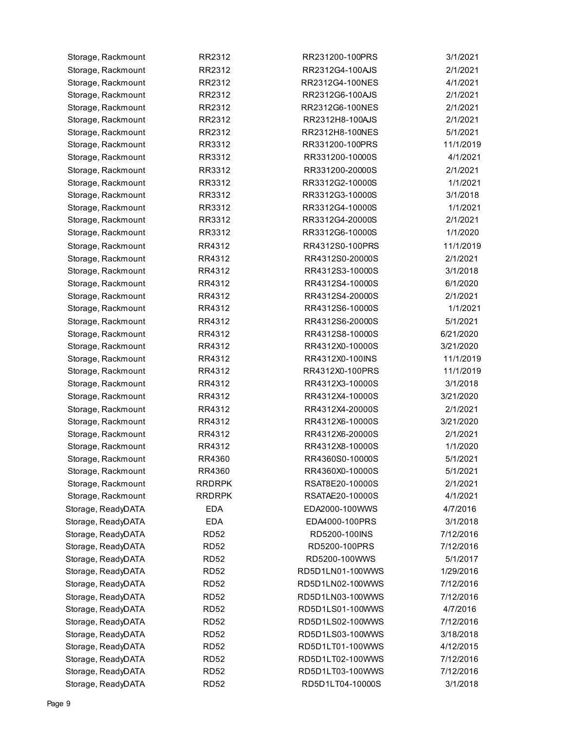| | | | |
|---|---|---|---|
| Storage, Rackmount | RR2312 | RR231200-100PRS | 3/1/2021 |
| Storage, Rackmount | RR2312 | RR2312G4-100AJS | 2/1/2021 |
| Storage, Rackmount | RR2312 | RR2312G4-100NES | 4/1/2021 |
| Storage, Rackmount | RR2312 | RR2312G6-100AJS | 2/1/2021 |
| Storage, Rackmount | RR2312 | RR2312G6-100NES | 2/1/2021 |
| Storage, Rackmount | RR2312 | RR2312H8-100AJS | 2/1/2021 |
| Storage, Rackmount | RR2312 | RR2312H8-100NES | 5/1/2021 |
| Storage, Rackmount | RR3312 | RR331200-100PRS | 11/1/2019 |
| Storage, Rackmount | RR3312 | RR331200-10000S | 4/1/2021 |
| Storage, Rackmount | RR3312 | RR331200-20000S | 2/1/2021 |
| Storage, Rackmount | RR3312 | RR3312G2-10000S | 1/1/2021 |
| Storage, Rackmount | RR3312 | RR3312G3-10000S | 3/1/2018 |
| Storage, Rackmount | RR3312 | RR3312G4-10000S | 1/1/2021 |
| Storage, Rackmount | RR3312 | RR3312G4-20000S | 2/1/2021 |
| Storage, Rackmount | RR3312 | RR3312G6-10000S | 1/1/2020 |
| Storage, Rackmount | RR4312 | RR4312S0-100PRS | 11/1/2019 |
| Storage, Rackmount | RR4312 | RR4312S0-20000S | 2/1/2021 |
| Storage, Rackmount | RR4312 | RR4312S3-10000S | 3/1/2018 |
| Storage, Rackmount | RR4312 | RR4312S4-10000S | 6/1/2020 |
| Storage, Rackmount | RR4312 | RR4312S4-20000S | 2/1/2021 |
| Storage, Rackmount | RR4312 | RR4312S6-10000S | 1/1/2021 |
| Storage, Rackmount | RR4312 | RR4312S6-20000S | 5/1/2021 |
| Storage, Rackmount | RR4312 | RR4312S8-10000S | 6/21/2020 |
| Storage, Rackmount | RR4312 | RR4312X0-10000S | 3/21/2020 |
| Storage, Rackmount | RR4312 | RR4312X0-100INS | 11/1/2019 |
| Storage, Rackmount | RR4312 | RR4312X0-100PRS | 11/1/2019 |
| Storage, Rackmount | RR4312 | RR4312X3-10000S | 3/1/2018 |
| Storage, Rackmount | RR4312 | RR4312X4-10000S | 3/21/2020 |
| Storage, Rackmount | RR4312 | RR4312X4-20000S | 2/1/2021 |
| Storage, Rackmount | RR4312 | RR4312X6-10000S | 3/21/2020 |
| Storage, Rackmount | RR4312 | RR4312X6-20000S | 2/1/2021 |
| Storage, Rackmount | RR4312 | RR4312X8-10000S | 1/1/2020 |
| Storage, Rackmount | RR4360 | RR4360S0-10000S | 5/1/2021 |
| Storage, Rackmount | RR4360 | RR4360X0-10000S | 5/1/2021 |
| Storage, Rackmount | RRDRPK | RSAT8E20-10000S | 2/1/2021 |
| Storage, Rackmount | RRDRPK | RSATAE20-10000S | 4/1/2021 |
| Storage, ReadyDATA | EDA | EDA2000-100WWS | 4/7/2016 |
| Storage, ReadyDATA | EDA | EDA4000-100PRS | 3/1/2018 |
| Storage, ReadyDATA | RD52 | RD5200-100INS | 7/12/2016 |
| Storage, ReadyDATA | RD52 | RD5200-100PRS | 7/12/2016 |
| Storage, ReadyDATA | RD52 | RD5200-100WWS | 5/1/2017 |
| Storage, ReadyDATA | RD52 | RD5D1LN01-100WWS | 1/29/2016 |
| Storage, ReadyDATA | RD52 | RD5D1LN02-100WWS | 7/12/2016 |
| Storage, ReadyDATA | RD52 | RD5D1LN03-100WWS | 7/12/2016 |
| Storage, ReadyDATA | RD52 | RD5D1LS01-100WWS | 4/7/2016 |
| Storage, ReadyDATA | RD52 | RD5D1LS02-100WWS | 7/12/2016 |
| Storage, ReadyDATA | RD52 | RD5D1LS03-100WWS | 3/18/2018 |
| Storage, ReadyDATA | RD52 | RD5D1LT01-100WWS | 4/12/2015 |
| Storage, ReadyDATA | RD52 | RD5D1LT02-100WWS | 7/12/2016 |
| Storage, ReadyDATA | RD52 | RD5D1LT03-100WWS | 7/12/2016 |
| Storage, ReadyDATA | RD52 | RD5D1LT04-10000S | 3/1/2018 |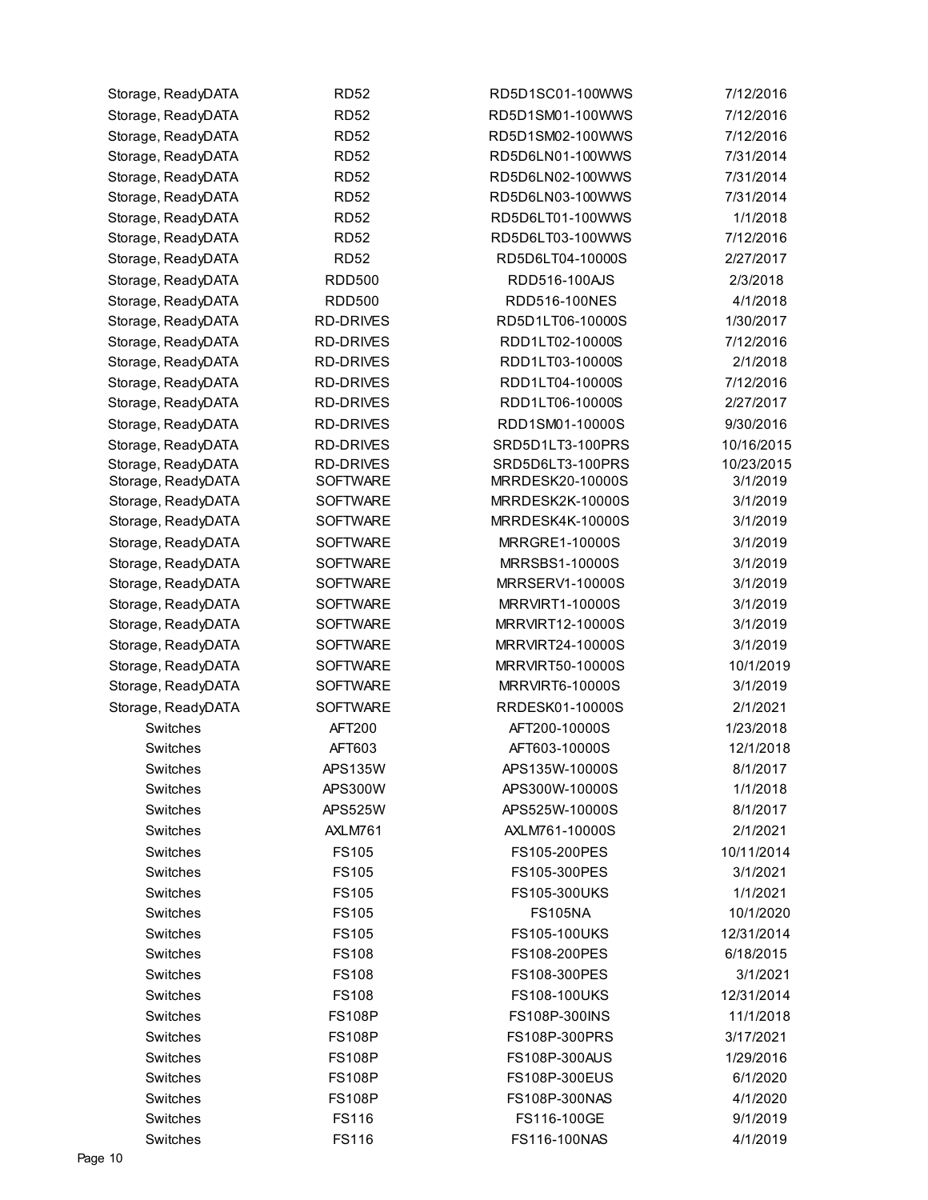| | | | |
|---|---|---|---|
| Storage, ReadyDATA | RD52 | RD5D1SC01-100WWS | 7/12/2016 |
| Storage, ReadyDATA | RD52 | RD5D1SM01-100WWS | 7/12/2016 |
| Storage, ReadyDATA | RD52 | RD5D1SM02-100WWS | 7/12/2016 |
| Storage, ReadyDATA | RD52 | RD5D6LN01-100WWS | 7/31/2014 |
| Storage, ReadyDATA | RD52 | RD5D6LN02-100WWS | 7/31/2014 |
| Storage, ReadyDATA | RD52 | RD5D6LN03-100WWS | 7/31/2014 |
| Storage, ReadyDATA | RD52 | RD5D6LT01-100WWS | 1/1/2018 |
| Storage, ReadyDATA | RD52 | RD5D6LT03-100WWS | 7/12/2016 |
| Storage, ReadyDATA | RD52 | RD5D6LT04-10000S | 2/27/2017 |
| Storage, ReadyDATA | RDD500 | RDD516-100AJS | 2/3/2018 |
| Storage, ReadyDATA | RDD500 | RDD516-100NES | 4/1/2018 |
| Storage, ReadyDATA | RD-DRIVES | RD5D1LT06-10000S | 1/30/2017 |
| Storage, ReadyDATA | RD-DRIVES | RDD1LT02-10000S | 7/12/2016 |
| Storage, ReadyDATA | RD-DRIVES | RDD1LT03-10000S | 2/1/2018 |
| Storage, ReadyDATA | RD-DRIVES | RDD1LT04-10000S | 7/12/2016 |
| Storage, ReadyDATA | RD-DRIVES | RDD1LT06-10000S | 2/27/2017 |
| Storage, ReadyDATA | RD-DRIVES | RDD1SM01-10000S | 9/30/2016 |
| Storage, ReadyDATA | RD-DRIVES | SRD5D1LT3-100PRS | 10/16/2015 |
| Storage, ReadyDATA | RD-DRIVES | SRD5D6LT3-100PRS | 10/23/2015 |
| Storage, ReadyDATA | SOFTWARE | MRRDESK20-10000S | 3/1/2019 |
| Storage, ReadyDATA | SOFTWARE | MRRDESK2K-10000S | 3/1/2019 |
| Storage, ReadyDATA | SOFTWARE | MRRDESK4K-10000S | 3/1/2019 |
| Storage, ReadyDATA | SOFTWARE | MRRGRE1-10000S | 3/1/2019 |
| Storage, ReadyDATA | SOFTWARE | MRRSBS1-10000S | 3/1/2019 |
| Storage, ReadyDATA | SOFTWARE | MRRSERV1-10000S | 3/1/2019 |
| Storage, ReadyDATA | SOFTWARE | MRRVIRT1-10000S | 3/1/2019 |
| Storage, ReadyDATA | SOFTWARE | MRRVIRT12-10000S | 3/1/2019 |
| Storage, ReadyDATA | SOFTWARE | MRRVIRT24-10000S | 3/1/2019 |
| Storage, ReadyDATA | SOFTWARE | MRRVIRT50-10000S | 10/1/2019 |
| Storage, ReadyDATA | SOFTWARE | MRRVIRT6-10000S | 3/1/2019 |
| Storage, ReadyDATA | SOFTWARE | RRDESK01-10000S | 2/1/2021 |
| Switches | AFT200 | AFT200-10000S | 1/23/2018 |
| Switches | AFT603 | AFT603-10000S | 12/1/2018 |
| Switches | APS135W | APS135W-10000S | 8/1/2017 |
| Switches | APS300W | APS300W-10000S | 1/1/2018 |
| Switches | APS525W | APS525W-10000S | 8/1/2017 |
| Switches | AXLM761 | AXLM761-10000S | 2/1/2021 |
| Switches | FS105 | FS105-200PES | 10/11/2014 |
| Switches | FS105 | FS105-300PES | 3/1/2021 |
| Switches | FS105 | FS105-300UKS | 1/1/2021 |
| Switches | FS105 | FS105NA | 10/1/2020 |
| Switches | FS105 | FS105-100UKS | 12/31/2014 |
| Switches | FS108 | FS108-200PES | 6/18/2015 |
| Switches | FS108 | FS108-300PES | 3/1/2021 |
| Switches | FS108 | FS108-100UKS | 12/31/2014 |
| Switches | FS108P | FS108P-300INS | 11/1/2018 |
| Switches | FS108P | FS108P-300PRS | 3/17/2021 |
| Switches | FS108P | FS108P-300AUS | 1/29/2016 |
| Switches | FS108P | FS108P-300EUS | 6/1/2020 |
| Switches | FS108P | FS108P-300NAS | 4/1/2020 |
| Switches | FS116 | FS116-100GE | 9/1/2019 |
| Switches | FS116 | FS116-100NAS | 4/1/2019 |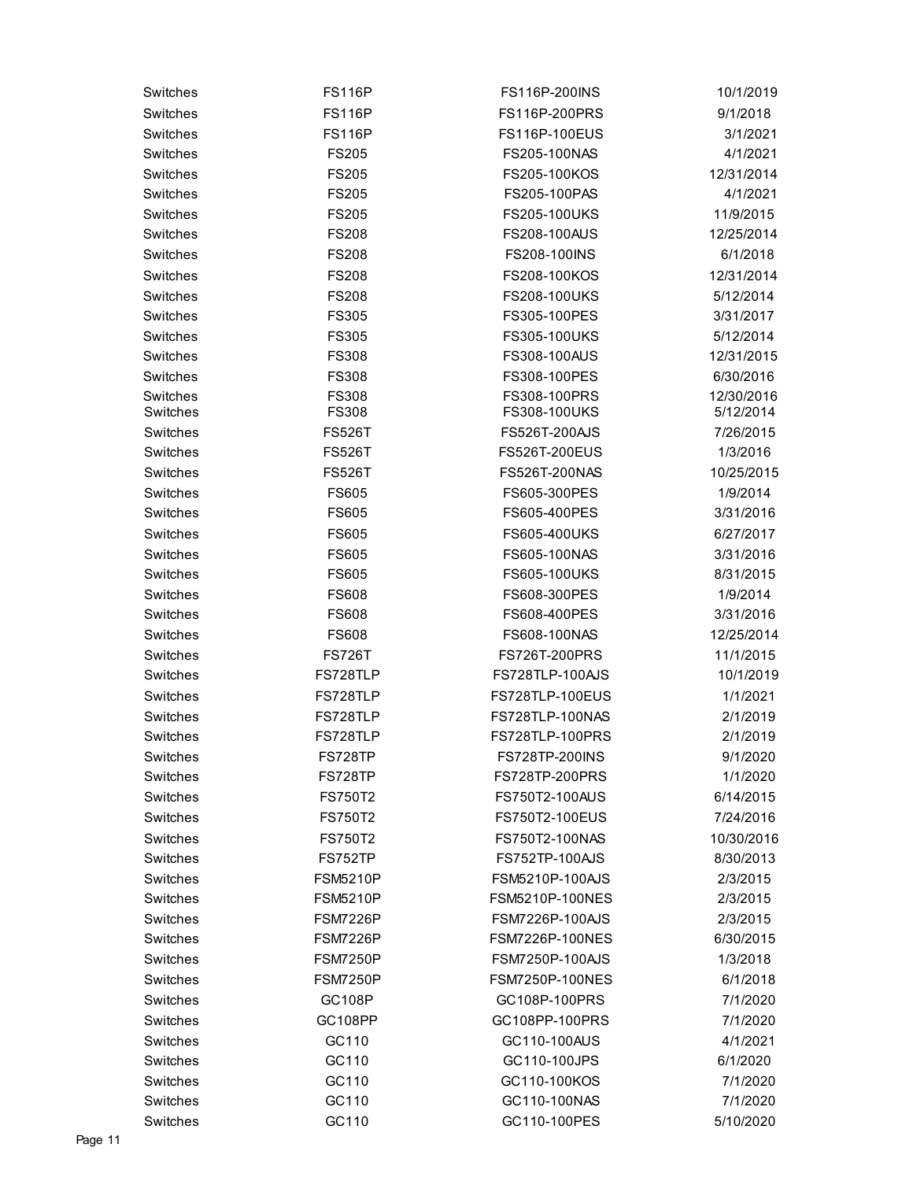| Switches | FS116P | FS116P-200INS | 10/1/2019 |
|---|---|---|---|
| Switches | FS116P | FS116P-200PRS | 9/1/2018 |
| Switches | FS116P | FS116P-100EUS | 3/1/2021 |
| Switches | FS205 | FS205-100NAS | 4/1/2021 |
| Switches | FS205 | FS205-100KOS | 12/31/2014 |
| Switches | FS205 | FS205-100PAS | 4/1/2021 |
| Switches | FS205 | FS205-100UKS | 11/9/2015 |
| Switches | FS208 | FS208-100AUS | 12/25/2014 |
| Switches | FS208 | FS208-100INS | 6/1/2018 |
| Switches | FS208 | FS208-100KOS | 12/31/2014 |
| Switches | FS208 | FS208-100UKS | 5/12/2014 |
| Switches | FS305 | FS305-100PES | 3/31/2017 |
| Switches | FS305 | FS305-100UKS | 5/12/2014 |
| Switches | FS308 | FS308-100AUS | 12/31/2015 |
| Switches | FS308 | FS308-100PES | 6/30/2016 |
| Switches | FS308 | FS308-100PRS | 12/30/2016 |
| Switches | FS308 | FS308-100UKS | 5/12/2014 |
| Switches | FS526T | FS526T-200AJS | 7/26/2015 |
| Switches | FS526T | FS526T-200EUS | 1/3/2016 |
| Switches | FS526T | FS526T-200NAS | 10/25/2015 |
| Switches | FS605 | FS605-300PES | 1/9/2014 |
| Switches | FS605 | FS605-400PES | 3/31/2016 |
| Switches | FS605 | FS605-400UKS | 6/27/2017 |
| Switches | FS605 | FS605-100NAS | 3/31/2016 |
| Switches | FS605 | FS605-100UKS | 8/31/2015 |
| Switches | FS608 | FS608-300PES | 1/9/2014 |
| Switches | FS608 | FS608-400PES | 3/31/2016 |
| Switches | FS608 | FS608-100NAS | 12/25/2014 |
| Switches | FS726T | FS726T-200PRS | 11/1/2015 |
| Switches | FS728TLP | FS728TLP-100AJS | 10/1/2019 |
| Switches | FS728TLP | FS728TLP-100EUS | 1/1/2021 |
| Switches | FS728TLP | FS728TLP-100NAS | 2/1/2019 |
| Switches | FS728TLP | FS728TLP-100PRS | 2/1/2019 |
| Switches | FS728TP | FS728TP-200INS | 9/1/2020 |
| Switches | FS728TP | FS728TP-200PRS | 1/1/2020 |
| Switches | FS750T2 | FS750T2-100AUS | 6/14/2015 |
| Switches | FS750T2 | FS750T2-100EUS | 7/24/2016 |
| Switches | FS750T2 | FS750T2-100NAS | 10/30/2016 |
| Switches | FS752TP | FS752TP-100AJS | 8/30/2013 |
| Switches | FSM5210P | FSM5210P-100AJS | 2/3/2015 |
| Switches | FSM5210P | FSM5210P-100NES | 2/3/2015 |
| Switches | FSM7226P | FSM7226P-100AJS | 2/3/2015 |
| Switches | FSM7226P | FSM7226P-100NES | 6/30/2015 |
| Switches | FSM7250P | FSM7250P-100AJS | 1/3/2018 |
| Switches | FSM7250P | FSM7250P-100NES | 6/1/2018 |
| Switches | GC108P | GC108P-100PRS | 7/1/2020 |
| Switches | GC108PP | GC108PP-100PRS | 7/1/2020 |
| Switches | GC110 | GC110-100AUS | 4/1/2021 |
| Switches | GC110 | GC110-100JPS | 6/1/2020 |
| Switches | GC110 | GC110-100KOS | 7/1/2020 |
| Switches | GC110 | GC110-100NAS | 7/1/2020 |
| Switches | GC110 | GC110-100PES | 5/10/2020 |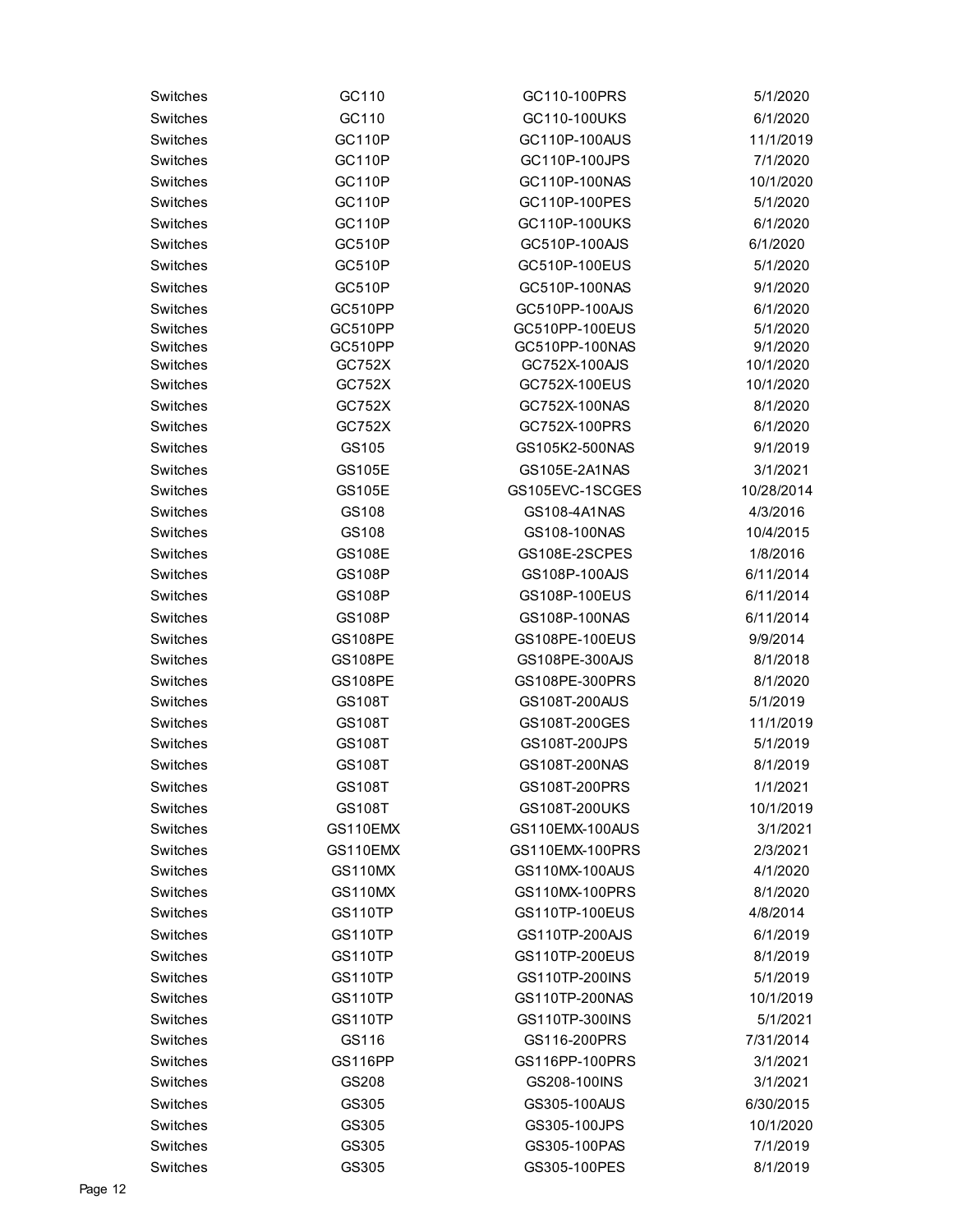| Switches | GC110 | GC110-100PRS | 5/1/2020 |
|---|---|---|---|
| Switches | GC110 | GC110-100UKS | 6/1/2020 |
| Switches | GC110P | GC110P-100AUS | 11/1/2019 |
| Switches | GC110P | GC110P-100JPS | 7/1/2020 |
| Switches | GC110P | GC110P-100NAS | 10/1/2020 |
| Switches | GC110P | GC110P-100PES | 5/1/2020 |
| Switches | GC110P | GC110P-100UKS | 6/1/2020 |
| Switches | GC510P | GC510P-100AJS | 6/1/2020 |
| Switches | GC510P | GC510P-100EUS | 5/1/2020 |
| Switches | GC510P | GC510P-100NAS | 9/1/2020 |
| Switches | GC510PP | GC510PP-100AJS | 6/1/2020 |
| Switches | GC510PP | GC510PP-100EUS | 5/1/2020 |
| Switches | GC510PP | GC510PP-100NAS | 9/1/2020 |
| Switches | GC752X | GC752X-100AJS | 10/1/2020 |
| Switches | GC752X | GC752X-100EUS | 10/1/2020 |
| Switches | GC752X | GC752X-100NAS | 8/1/2020 |
| Switches | GC752X | GC752X-100PRS | 6/1/2020 |
| Switches | GS105 | GS105K2-500NAS | 9/1/2019 |
| Switches | GS105E | GS105E-2A1NAS | 3/1/2021 |
| Switches | GS105E | GS105EVC-1SCGES | 10/28/2014 |
| Switches | GS108 | GS108-4A1NAS | 4/3/2016 |
| Switches | GS108 | GS108-100NAS | 10/4/2015 |
| Switches | GS108E | GS108E-2SCPES | 1/8/2016 |
| Switches | GS108P | GS108P-100AJS | 6/11/2014 |
| Switches | GS108P | GS108P-100EUS | 6/11/2014 |
| Switches | GS108P | GS108P-100NAS | 6/11/2014 |
| Switches | GS108PE | GS108PE-100EUS | 9/9/2014 |
| Switches | GS108PE | GS108PE-300AJS | 8/1/2018 |
| Switches | GS108PE | GS108PE-300PRS | 8/1/2020 |
| Switches | GS108T | GS108T-200AUS | 5/1/2019 |
| Switches | GS108T | GS108T-200GES | 11/1/2019 |
| Switches | GS108T | GS108T-200JPS | 5/1/2019 |
| Switches | GS108T | GS108T-200NAS | 8/1/2019 |
| Switches | GS108T | GS108T-200PRS | 1/1/2021 |
| Switches | GS108T | GS108T-200UKS | 10/1/2019 |
| Switches | GS110EMX | GS110EMX-100AUS | 3/1/2021 |
| Switches | GS110EMX | GS110EMX-100PRS | 2/3/2021 |
| Switches | GS110MX | GS110MX-100AUS | 4/1/2020 |
| Switches | GS110MX | GS110MX-100PRS | 8/1/2020 |
| Switches | GS110TP | GS110TP-100EUS | 4/8/2014 |
| Switches | GS110TP | GS110TP-200AJS | 6/1/2019 |
| Switches | GS110TP | GS110TP-200EUS | 8/1/2019 |
| Switches | GS110TP | GS110TP-200INS | 5/1/2019 |
| Switches | GS110TP | GS110TP-200NAS | 10/1/2019 |
| Switches | GS110TP | GS110TP-300INS | 5/1/2021 |
| Switches | GS116 | GS116-200PRS | 7/31/2014 |
| Switches | GS116PP | GS116PP-100PRS | 3/1/2021 |
| Switches | GS208 | GS208-100INS | 3/1/2021 |
| Switches | GS305 | GS305-100AUS | 6/30/2015 |
| Switches | GS305 | GS305-100JPS | 10/1/2020 |
| Switches | GS305 | GS305-100PAS | 7/1/2019 |
| Switches | GS305 | GS305-100PES | 8/1/2019 |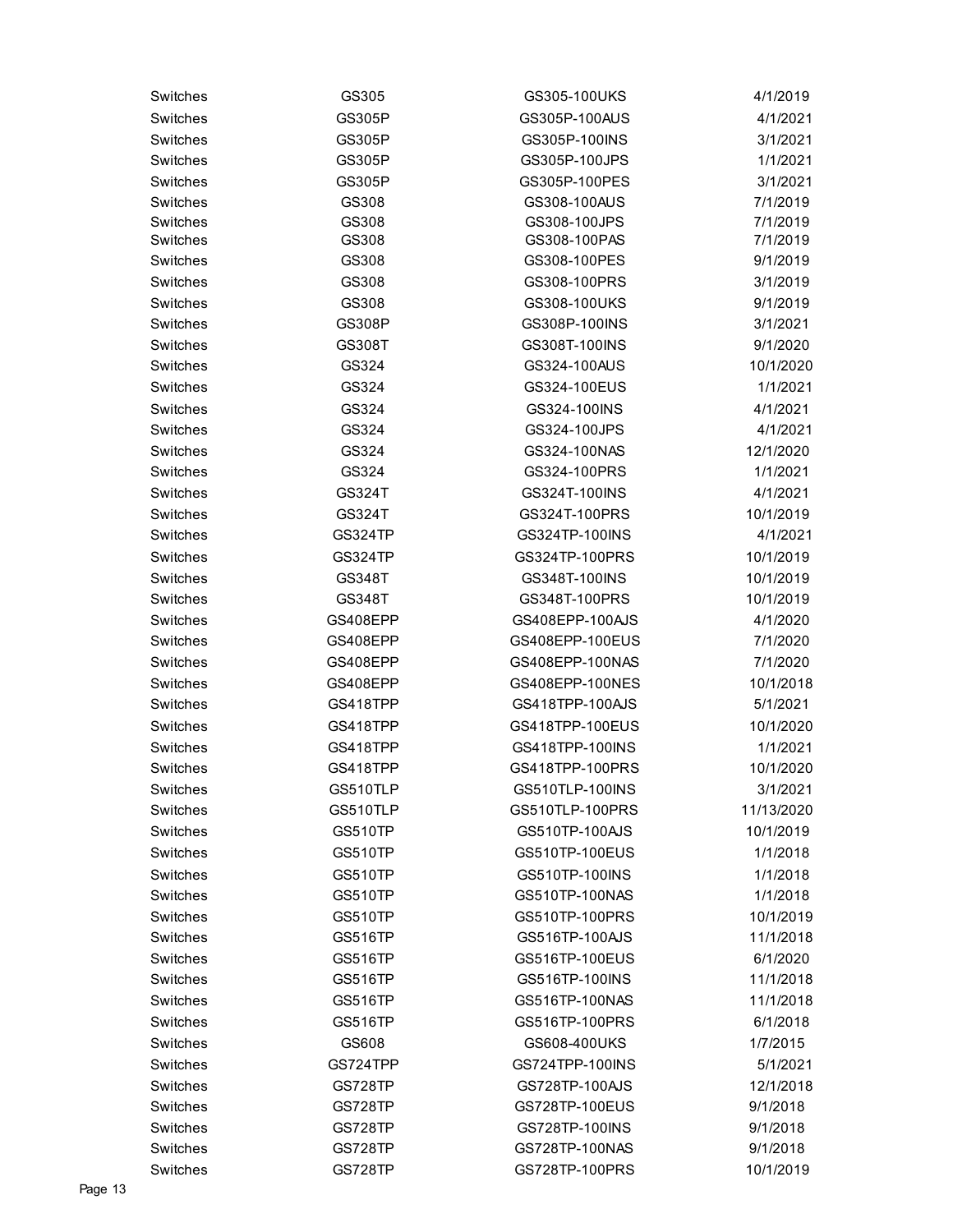| | | | |
|---|---|---|---|
| Switches | GS305 | GS305-100UKS | 4/1/2019 |
| Switches | GS305P | GS305P-100AUS | 4/1/2021 |
| Switches | GS305P | GS305P-100INS | 3/1/2021 |
| Switches | GS305P | GS305P-100JPS | 1/1/2021 |
| Switches | GS305P | GS305P-100PES | 3/1/2021 |
| Switches | GS308 | GS308-100AUS | 7/1/2019 |
| Switches | GS308 | GS308-100JPS | 7/1/2019 |
| Switches | GS308 | GS308-100PAS | 7/1/2019 |
| Switches | GS308 | GS308-100PES | 9/1/2019 |
| Switches | GS308 | GS308-100PRS | 3/1/2019 |
| Switches | GS308 | GS308-100UKS | 9/1/2019 |
| Switches | GS308P | GS308P-100INS | 3/1/2021 |
| Switches | GS308T | GS308T-100INS | 9/1/2020 |
| Switches | GS324 | GS324-100AUS | 10/1/2020 |
| Switches | GS324 | GS324-100EUS | 1/1/2021 |
| Switches | GS324 | GS324-100INS | 4/1/2021 |
| Switches | GS324 | GS324-100JPS | 4/1/2021 |
| Switches | GS324 | GS324-100NAS | 12/1/2020 |
| Switches | GS324 | GS324-100PRS | 1/1/2021 |
| Switches | GS324T | GS324T-100INS | 4/1/2021 |
| Switches | GS324T | GS324T-100PRS | 10/1/2019 |
| Switches | GS324TP | GS324TP-100INS | 4/1/2021 |
| Switches | GS324TP | GS324TP-100PRS | 10/1/2019 |
| Switches | GS348T | GS348T-100INS | 10/1/2019 |
| Switches | GS348T | GS348T-100PRS | 10/1/2019 |
| Switches | GS408EPP | GS408EPP-100AJS | 4/1/2020 |
| Switches | GS408EPP | GS408EPP-100EUS | 7/1/2020 |
| Switches | GS408EPP | GS408EPP-100NAS | 7/1/2020 |
| Switches | GS408EPP | GS408EPP-100NES | 10/1/2018 |
| Switches | GS418TPP | GS418TPP-100AJS | 5/1/2021 |
| Switches | GS418TPP | GS418TPP-100EUS | 10/1/2020 |
| Switches | GS418TPP | GS418TPP-100INS | 1/1/2021 |
| Switches | GS418TPP | GS418TPP-100PRS | 10/1/2020 |
| Switches | GS510TLP | GS510TLP-100INS | 3/1/2021 |
| Switches | GS510TLP | GS510TLP-100PRS | 11/13/2020 |
| Switches | GS510TP | GS510TP-100AJS | 10/1/2019 |
| Switches | GS510TP | GS510TP-100EUS | 1/1/2018 |
| Switches | GS510TP | GS510TP-100INS | 1/1/2018 |
| Switches | GS510TP | GS510TP-100NAS | 1/1/2018 |
| Switches | GS510TP | GS510TP-100PRS | 10/1/2019 |
| Switches | GS516TP | GS516TP-100AJS | 11/1/2018 |
| Switches | GS516TP | GS516TP-100EUS | 6/1/2020 |
| Switches | GS516TP | GS516TP-100INS | 11/1/2018 |
| Switches | GS516TP | GS516TP-100NAS | 11/1/2018 |
| Switches | GS516TP | GS516TP-100PRS | 6/1/2018 |
| Switches | GS608 | GS608-400UKS | 1/7/2015 |
| Switches | GS724TPP | GS724TPP-100INS | 5/1/2021 |
| Switches | GS728TP | GS728TP-100AJS | 12/1/2018 |
| Switches | GS728TP | GS728TP-100EUS | 9/1/2018 |
| Switches | GS728TP | GS728TP-100INS | 9/1/2018 |
| Switches | GS728TP | GS728TP-100NAS | 9/1/2018 |
| Switches | GS728TP | GS728TP-100PRS | 10/1/2019 |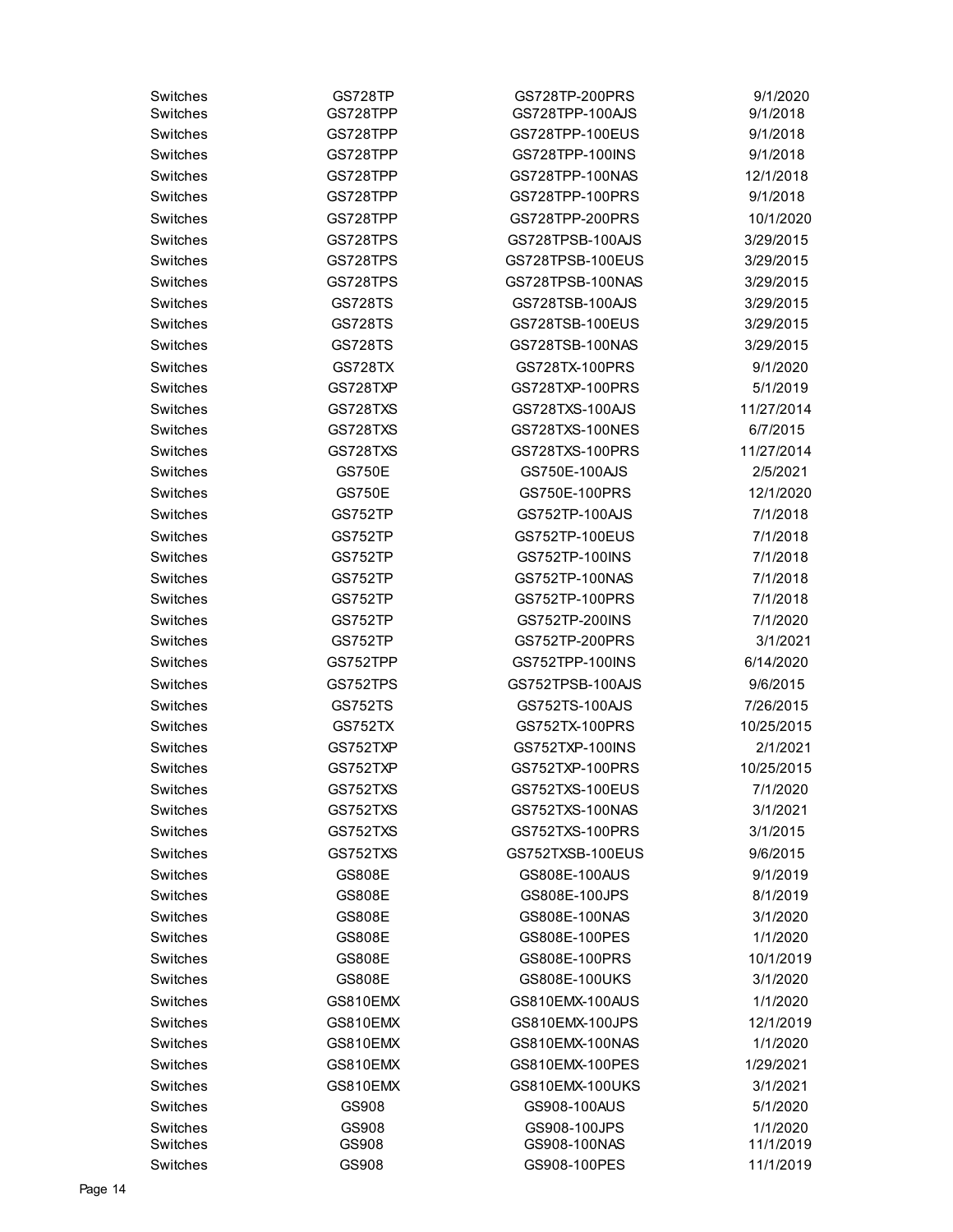| | | | |
|---|---|---|---|
| Switches | GS728TP | GS728TP-200PRS | 9/1/2020 |
| Switches | GS728TPP | GS728TPP-100AJS | 9/1/2018 |
| Switches | GS728TPP | GS728TPP-100EUS | 9/1/2018 |
| Switches | GS728TPP | GS728TPP-100INS | 9/1/2018 |
| Switches | GS728TPP | GS728TPP-100NAS | 12/1/2018 |
| Switches | GS728TPP | GS728TPP-100PRS | 9/1/2018 |
| Switches | GS728TPP | GS728TPP-200PRS | 10/1/2020 |
| Switches | GS728TPS | GS728TPSB-100AJS | 3/29/2015 |
| Switches | GS728TPS | GS728TPSB-100EUS | 3/29/2015 |
| Switches | GS728TPS | GS728TPSB-100NAS | 3/29/2015 |
| Switches | GS728TS | GS728TSB-100AJS | 3/29/2015 |
| Switches | GS728TS | GS728TSB-100EUS | 3/29/2015 |
| Switches | GS728TS | GS728TSB-100NAS | 3/29/2015 |
| Switches | GS728TX | GS728TX-100PRS | 9/1/2020 |
| Switches | GS728TXP | GS728TXP-100PRS | 5/1/2019 |
| Switches | GS728TXS | GS728TXS-100AJS | 11/27/2014 |
| Switches | GS728TXS | GS728TXS-100NES | 6/7/2015 |
| Switches | GS728TXS | GS728TXS-100PRS | 11/27/2014 |
| Switches | GS750E | GS750E-100AJS | 2/5/2021 |
| Switches | GS750E | GS750E-100PRS | 12/1/2020 |
| Switches | GS752TP | GS752TP-100AJS | 7/1/2018 |
| Switches | GS752TP | GS752TP-100EUS | 7/1/2018 |
| Switches | GS752TP | GS752TP-100INS | 7/1/2018 |
| Switches | GS752TP | GS752TP-100NAS | 7/1/2018 |
| Switches | GS752TP | GS752TP-100PRS | 7/1/2018 |
| Switches | GS752TP | GS752TP-200INS | 7/1/2020 |
| Switches | GS752TP | GS752TP-200PRS | 3/1/2021 |
| Switches | GS752TPP | GS752TPP-100INS | 6/14/2020 |
| Switches | GS752TPS | GS752TPSB-100AJS | 9/6/2015 |
| Switches | GS752TS | GS752TS-100AJS | 7/26/2015 |
| Switches | GS752TX | GS752TX-100PRS | 10/25/2015 |
| Switches | GS752TXP | GS752TXP-100INS | 2/1/2021 |
| Switches | GS752TXP | GS752TXP-100PRS | 10/25/2015 |
| Switches | GS752TXS | GS752TXS-100EUS | 7/1/2020 |
| Switches | GS752TXS | GS752TXS-100NAS | 3/1/2021 |
| Switches | GS752TXS | GS752TXS-100PRS | 3/1/2015 |
| Switches | GS752TXS | GS752TXSB-100EUS | 9/6/2015 |
| Switches | GS808E | GS808E-100AUS | 9/1/2019 |
| Switches | GS808E | GS808E-100JPS | 8/1/2019 |
| Switches | GS808E | GS808E-100NAS | 3/1/2020 |
| Switches | GS808E | GS808E-100PES | 1/1/2020 |
| Switches | GS808E | GS808E-100PRS | 10/1/2019 |
| Switches | GS808E | GS808E-100UKS | 3/1/2020 |
| Switches | GS810EMX | GS810EMX-100AUS | 1/1/2020 |
| Switches | GS810EMX | GS810EMX-100JPS | 12/1/2019 |
| Switches | GS810EMX | GS810EMX-100NAS | 1/1/2020 |
| Switches | GS810EMX | GS810EMX-100PES | 1/29/2021 |
| Switches | GS810EMX | GS810EMX-100UKS | 3/1/2021 |
| Switches | GS908 | GS908-100AUS | 5/1/2020 |
| Switches | GS908 | GS908-100JPS | 1/1/2020 |
| Switches | GS908 | GS908-100NAS | 11/1/2019 |
| Switches | GS908 | GS908-100PES | 11/1/2019 |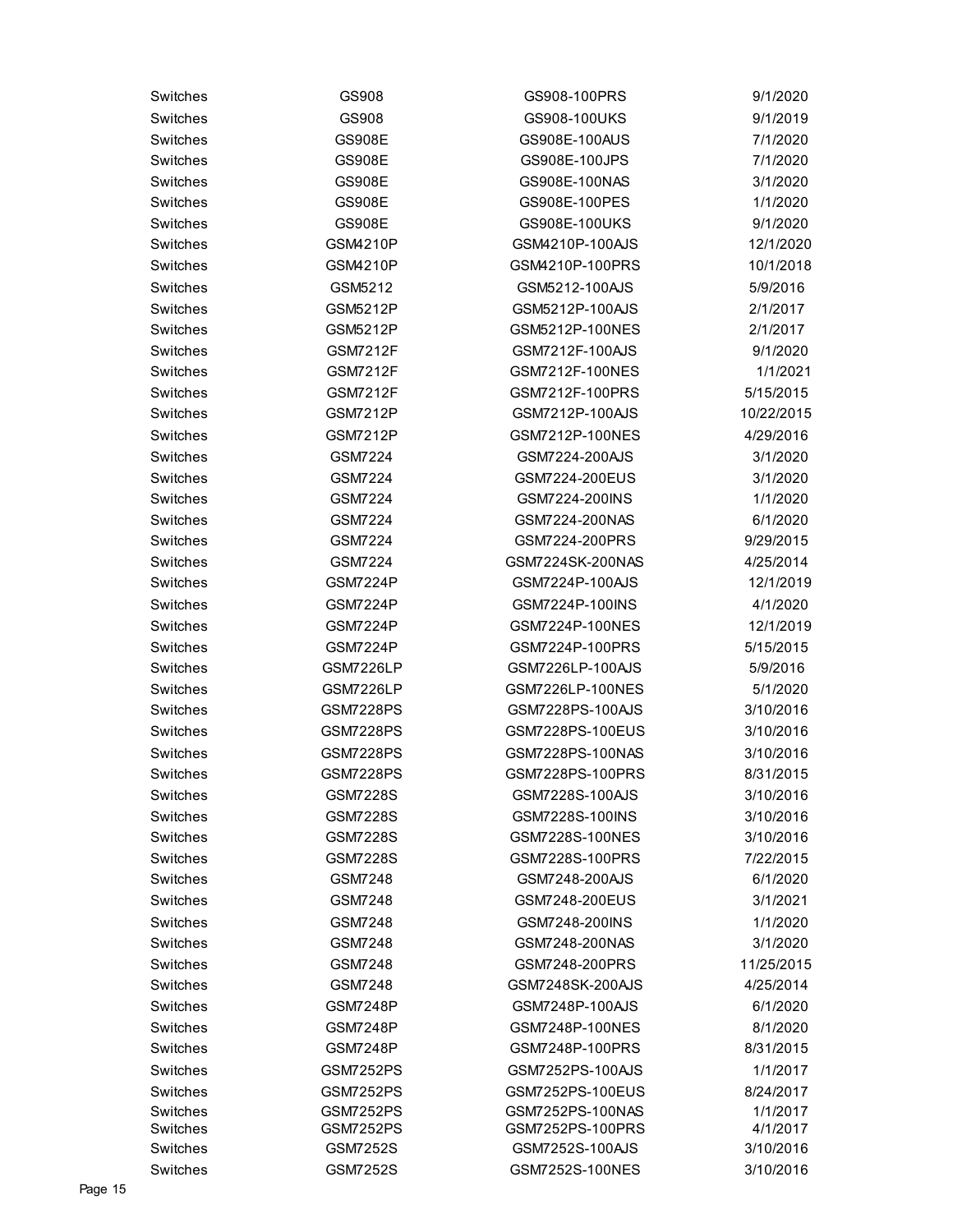| | | | |
|---|---|---|---|
| Switches | GS908 | GS908-100PRS | 9/1/2020 |
| Switches | GS908 | GS908-100UKS | 9/1/2019 |
| Switches | GS908E | GS908E-100AUS | 7/1/2020 |
| Switches | GS908E | GS908E-100JPS | 7/1/2020 |
| Switches | GS908E | GS908E-100NAS | 3/1/2020 |
| Switches | GS908E | GS908E-100PES | 1/1/2020 |
| Switches | GS908E | GS908E-100UKS | 9/1/2020 |
| Switches | GSM4210P | GSM4210P-100AJS | 12/1/2020 |
| Switches | GSM4210P | GSM4210P-100PRS | 10/1/2018 |
| Switches | GSM5212 | GSM5212-100AJS | 5/9/2016 |
| Switches | GSM5212P | GSM5212P-100AJS | 2/1/2017 |
| Switches | GSM5212P | GSM5212P-100NES | 2/1/2017 |
| Switches | GSM7212F | GSM7212F-100AJS | 9/1/2020 |
| Switches | GSM7212F | GSM7212F-100NES | 1/1/2021 |
| Switches | GSM7212F | GSM7212F-100PRS | 5/15/2015 |
| Switches | GSM7212P | GSM7212P-100AJS | 10/22/2015 |
| Switches | GSM7212P | GSM7212P-100NES | 4/29/2016 |
| Switches | GSM7224 | GSM7224-200AJS | 3/1/2020 |
| Switches | GSM7224 | GSM7224-200EUS | 3/1/2020 |
| Switches | GSM7224 | GSM7224-200INS | 1/1/2020 |
| Switches | GSM7224 | GSM7224-200NAS | 6/1/2020 |
| Switches | GSM7224 | GSM7224-200PRS | 9/29/2015 |
| Switches | GSM7224 | GSM7224SK-200NAS | 4/25/2014 |
| Switches | GSM7224P | GSM7224P-100AJS | 12/1/2019 |
| Switches | GSM7224P | GSM7224P-100INS | 4/1/2020 |
| Switches | GSM7224P | GSM7224P-100NES | 12/1/2019 |
| Switches | GSM7224P | GSM7224P-100PRS | 5/15/2015 |
| Switches | GSM7226LP | GSM7226LP-100AJS | 5/9/2016 |
| Switches | GSM7226LP | GSM7226LP-100NES | 5/1/2020 |
| Switches | GSM7228PS | GSM7228PS-100AJS | 3/10/2016 |
| Switches | GSM7228PS | GSM7228PS-100EUS | 3/10/2016 |
| Switches | GSM7228PS | GSM7228PS-100NAS | 3/10/2016 |
| Switches | GSM7228PS | GSM7228PS-100PRS | 8/31/2015 |
| Switches | GSM7228S | GSM7228S-100AJS | 3/10/2016 |
| Switches | GSM7228S | GSM7228S-100INS | 3/10/2016 |
| Switches | GSM7228S | GSM7228S-100NES | 3/10/2016 |
| Switches | GSM7228S | GSM7228S-100PRS | 7/22/2015 |
| Switches | GSM7248 | GSM7248-200AJS | 6/1/2020 |
| Switches | GSM7248 | GSM7248-200EUS | 3/1/2021 |
| Switches | GSM7248 | GSM7248-200INS | 1/1/2020 |
| Switches | GSM7248 | GSM7248-200NAS | 3/1/2020 |
| Switches | GSM7248 | GSM7248-200PRS | 11/25/2015 |
| Switches | GSM7248 | GSM7248SK-200AJS | 4/25/2014 |
| Switches | GSM7248P | GSM7248P-100AJS | 6/1/2020 |
| Switches | GSM7248P | GSM7248P-100NES | 8/1/2020 |
| Switches | GSM7248P | GSM7248P-100PRS | 8/31/2015 |
| Switches | GSM7252PS | GSM7252PS-100AJS | 1/1/2017 |
| Switches | GSM7252PS | GSM7252PS-100EUS | 8/24/2017 |
| Switches | GSM7252PS | GSM7252PS-100NAS | 1/1/2017 |
| Switches | GSM7252PS | GSM7252PS-100PRS | 4/1/2017 |
| Switches | GSM7252S | GSM7252S-100AJS | 3/10/2016 |
| Switches | GSM7252S | GSM7252S-100NES | 3/10/2016 |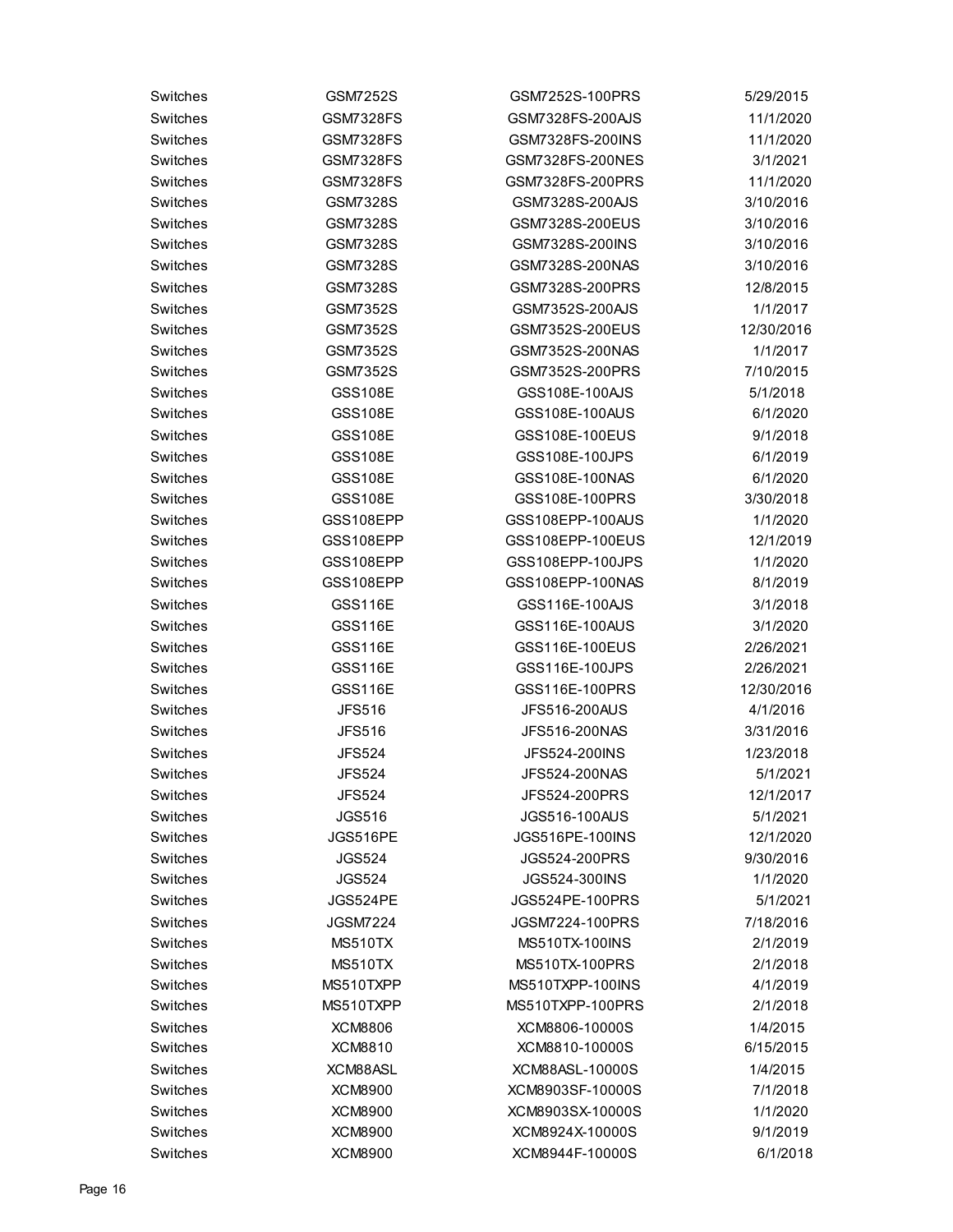| | | | |
|---|---|---|---|
| Switches | GSM7252S | GSM7252S-100PRS | 5/29/2015 |
| Switches | GSM7328FS | GSM7328FS-200AJS | 11/1/2020 |
| Switches | GSM7328FS | GSM7328FS-200INS | 11/1/2020 |
| Switches | GSM7328FS | GSM7328FS-200NES | 3/1/2021 |
| Switches | GSM7328FS | GSM7328FS-200PRS | 11/1/2020 |
| Switches | GSM7328S | GSM7328S-200AJS | 3/10/2016 |
| Switches | GSM7328S | GSM7328S-200EUS | 3/10/2016 |
| Switches | GSM7328S | GSM7328S-200INS | 3/10/2016 |
| Switches | GSM7328S | GSM7328S-200NAS | 3/10/2016 |
| Switches | GSM7328S | GSM7328S-200PRS | 12/8/2015 |
| Switches | GSM7352S | GSM7352S-200AJS | 1/1/2017 |
| Switches | GSM7352S | GSM7352S-200EUS | 12/30/2016 |
| Switches | GSM7352S | GSM7352S-200NAS | 1/1/2017 |
| Switches | GSM7352S | GSM7352S-200PRS | 7/10/2015 |
| Switches | GSS108E | GSS108E-100AJS | 5/1/2018 |
| Switches | GSS108E | GSS108E-100AUS | 6/1/2020 |
| Switches | GSS108E | GSS108E-100EUS | 9/1/2018 |
| Switches | GSS108E | GSS108E-100JPS | 6/1/2019 |
| Switches | GSS108E | GSS108E-100NAS | 6/1/2020 |
| Switches | GSS108E | GSS108E-100PRS | 3/30/2018 |
| Switches | GSS108EPP | GSS108EPP-100AUS | 1/1/2020 |
| Switches | GSS108EPP | GSS108EPP-100EUS | 12/1/2019 |
| Switches | GSS108EPP | GSS108EPP-100JPS | 1/1/2020 |
| Switches | GSS108EPP | GSS108EPP-100NAS | 8/1/2019 |
| Switches | GSS116E | GSS116E-100AJS | 3/1/2018 |
| Switches | GSS116E | GSS116E-100AUS | 3/1/2020 |
| Switches | GSS116E | GSS116E-100EUS | 2/26/2021 |
| Switches | GSS116E | GSS116E-100JPS | 2/26/2021 |
| Switches | GSS116E | GSS116E-100PRS | 12/30/2016 |
| Switches | JFS516 | JFS516-200AUS | 4/1/2016 |
| Switches | JFS516 | JFS516-200NAS | 3/31/2016 |
| Switches | JFS524 | JFS524-200INS | 1/23/2018 |
| Switches | JFS524 | JFS524-200NAS | 5/1/2021 |
| Switches | JFS524 | JFS524-200PRS | 12/1/2017 |
| Switches | JGS516 | JGS516-100AUS | 5/1/2021 |
| Switches | JGS516PE | JGS516PE-100INS | 12/1/2020 |
| Switches | JGS524 | JGS524-200PRS | 9/30/2016 |
| Switches | JGS524 | JGS524-300INS | 1/1/2020 |
| Switches | JGS524PE | JGS524PE-100PRS | 5/1/2021 |
| Switches | JGSM7224 | JGSM7224-100PRS | 7/18/2016 |
| Switches | MS510TX | MS510TX-100INS | 2/1/2019 |
| Switches | MS510TX | MS510TX-100PRS | 2/1/2018 |
| Switches | MS510TXPP | MS510TXPP-100INS | 4/1/2019 |
| Switches | MS510TXPP | MS510TXPP-100PRS | 2/1/2018 |
| Switches | XCM8806 | XCM8806-10000S | 1/4/2015 |
| Switches | XCM8810 | XCM8810-10000S | 6/15/2015 |
| Switches | XCM88ASL | XCM88ASL-10000S | 1/4/2015 |
| Switches | XCM8900 | XCM8903SF-10000S | 7/1/2018 |
| Switches | XCM8900 | XCM8903SX-10000S | 1/1/2020 |
| Switches | XCM8900 | XCM8924X-10000S | 9/1/2019 |
| Switches | XCM8900 | XCM8944F-10000S | 6/1/2018 |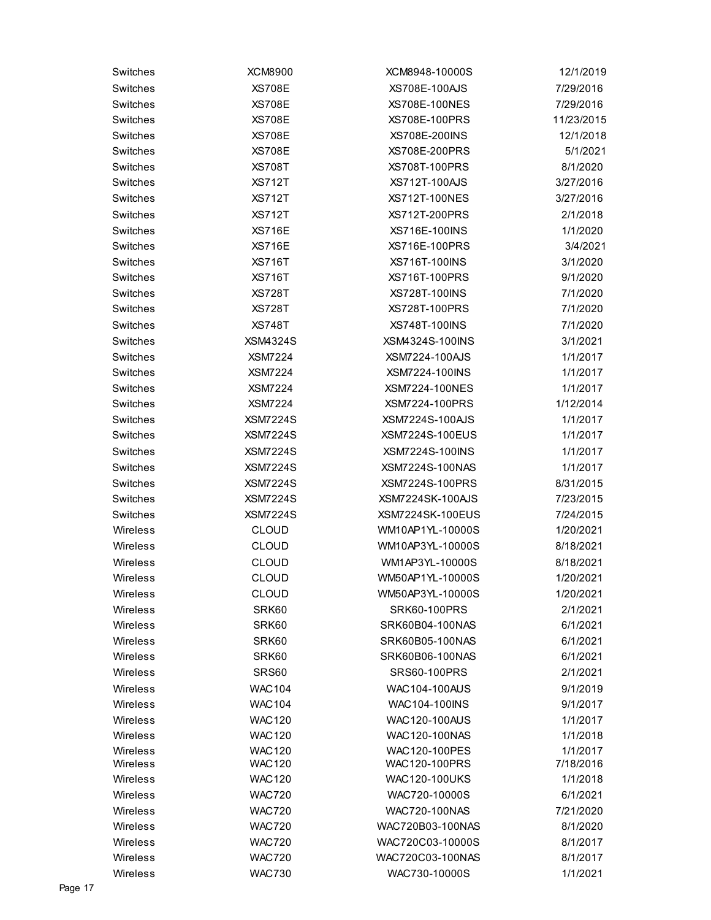| | | | |
|---|---|---|---|
| Switches | XCM8900 | XCM8948-10000S | 12/1/2019 |
| Switches | XS708E | XS708E-100AJS | 7/29/2016 |
| Switches | XS708E | XS708E-100NES | 7/29/2016 |
| Switches | XS708E | XS708E-100PRS | 11/23/2015 |
| Switches | XS708E | XS708E-200INS | 12/1/2018 |
| Switches | XS708E | XS708E-200PRS | 5/1/2021 |
| Switches | XS708T | XS708T-100PRS | 8/1/2020 |
| Switches | XS712T | XS712T-100AJS | 3/27/2016 |
| Switches | XS712T | XS712T-100NES | 3/27/2016 |
| Switches | XS712T | XS712T-200PRS | 2/1/2018 |
| Switches | XS716E | XS716E-100INS | 1/1/2020 |
| Switches | XS716E | XS716E-100PRS | 3/4/2021 |
| Switches | XS716T | XS716T-100INS | 3/1/2020 |
| Switches | XS716T | XS716T-100PRS | 9/1/2020 |
| Switches | XS728T | XS728T-100INS | 7/1/2020 |
| Switches | XS728T | XS728T-100PRS | 7/1/2020 |
| Switches | XS748T | XS748T-100INS | 7/1/2020 |
| Switches | XSM4324S | XSM4324S-100INS | 3/1/2021 |
| Switches | XSM7224 | XSM7224-100AJS | 1/1/2017 |
| Switches | XSM7224 | XSM7224-100INS | 1/1/2017 |
| Switches | XSM7224 | XSM7224-100NES | 1/1/2017 |
| Switches | XSM7224 | XSM7224-100PRS | 1/12/2014 |
| Switches | XSM7224S | XSM7224S-100AJS | 1/1/2017 |
| Switches | XSM7224S | XSM7224S-100EUS | 1/1/2017 |
| Switches | XSM7224S | XSM7224S-100INS | 1/1/2017 |
| Switches | XSM7224S | XSM7224S-100NAS | 1/1/2017 |
| Switches | XSM7224S | XSM7224S-100PRS | 8/31/2015 |
| Switches | XSM7224S | XSM7224SK-100AJS | 7/23/2015 |
| Switches | XSM7224S | XSM7224SK-100EUS | 7/24/2015 |
| Wireless | CLOUD | WM10AP1YL-10000S | 1/20/2021 |
| Wireless | CLOUD | WM10AP3YL-10000S | 8/18/2021 |
| Wireless | CLOUD | WM1AP3YL-10000S | 8/18/2021 |
| Wireless | CLOUD | WM50AP1YL-10000S | 1/20/2021 |
| Wireless | CLOUD | WM50AP3YL-10000S | 1/20/2021 |
| Wireless | SRK60 | SRK60-100PRS | 2/1/2021 |
| Wireless | SRK60 | SRK60B04-100NAS | 6/1/2021 |
| Wireless | SRK60 | SRK60B05-100NAS | 6/1/2021 |
| Wireless | SRK60 | SRK60B06-100NAS | 6/1/2021 |
| Wireless | SRS60 | SRS60-100PRS | 2/1/2021 |
| Wireless | WAC104 | WAC104-100AUS | 9/1/2019 |
| Wireless | WAC104 | WAC104-100INS | 9/1/2017 |
| Wireless | WAC120 | WAC120-100AUS | 1/1/2017 |
| Wireless | WAC120 | WAC120-100NAS | 1/1/2018 |
| Wireless | WAC120 | WAC120-100PES | 1/1/2017 |
| Wireless | WAC120 | WAC120-100PRS | 7/18/2016 |
| Wireless | WAC120 | WAC120-100UKS | 1/1/2018 |
| Wireless | WAC720 | WAC720-10000S | 6/1/2021 |
| Wireless | WAC720 | WAC720-100NAS | 7/21/2020 |
| Wireless | WAC720 | WAC720B03-100NAS | 8/1/2020 |
| Wireless | WAC720 | WAC720C03-10000S | 8/1/2017 |
| Wireless | WAC720 | WAC720C03-100NAS | 8/1/2017 |
| Wireless | WAC730 | WAC730-10000S | 1/1/2021 |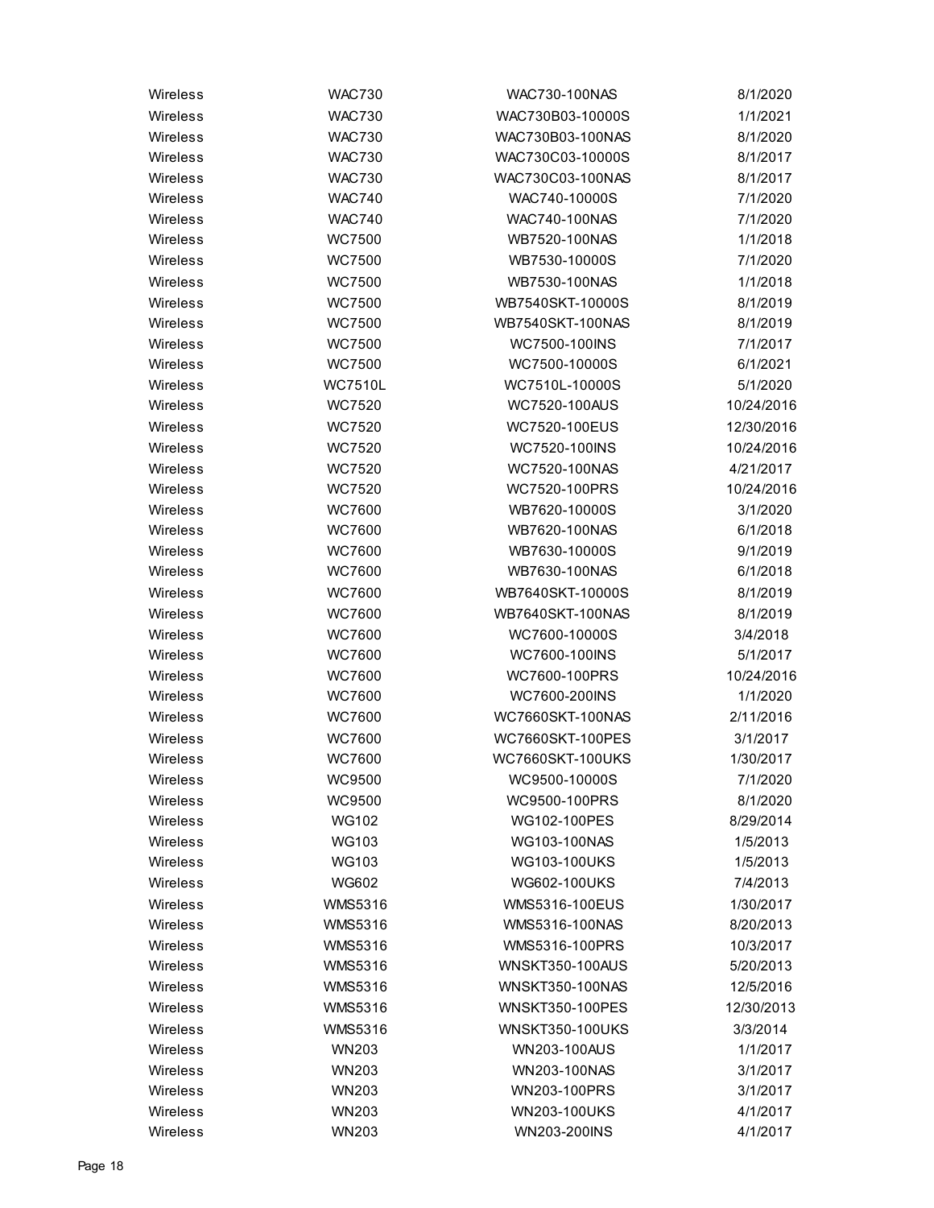| | | | |
|---|---|---|---|
| Wireless | WAC730 | WAC730-100NAS | 8/1/2020 |
| Wireless | WAC730 | WAC730B03-10000S | 1/1/2021 |
| Wireless | WAC730 | WAC730B03-100NAS | 8/1/2020 |
| Wireless | WAC730 | WAC730C03-10000S | 8/1/2017 |
| Wireless | WAC730 | WAC730C03-100NAS | 8/1/2017 |
| Wireless | WAC740 | WAC740-10000S | 7/1/2020 |
| Wireless | WAC740 | WAC740-100NAS | 7/1/2020 |
| Wireless | WC7500 | WB7520-100NAS | 1/1/2018 |
| Wireless | WC7500 | WB7530-10000S | 7/1/2020 |
| Wireless | WC7500 | WB7530-100NAS | 1/1/2018 |
| Wireless | WC7500 | WB7540SKT-10000S | 8/1/2019 |
| Wireless | WC7500 | WB7540SKT-100NAS | 8/1/2019 |
| Wireless | WC7500 | WC7500-100INS | 7/1/2017 |
| Wireless | WC7500 | WC7500-10000S | 6/1/2021 |
| Wireless | WC7510L | WC7510L-10000S | 5/1/2020 |
| Wireless | WC7520 | WC7520-100AUS | 10/24/2016 |
| Wireless | WC7520 | WC7520-100EUS | 12/30/2016 |
| Wireless | WC7520 | WC7520-100INS | 10/24/2016 |
| Wireless | WC7520 | WC7520-100NAS | 4/21/2017 |
| Wireless | WC7520 | WC7520-100PRS | 10/24/2016 |
| Wireless | WC7600 | WB7620-10000S | 3/1/2020 |
| Wireless | WC7600 | WB7620-100NAS | 6/1/2018 |
| Wireless | WC7600 | WB7630-10000S | 9/1/2019 |
| Wireless | WC7600 | WB7630-100NAS | 6/1/2018 |
| Wireless | WC7600 | WB7640SKT-10000S | 8/1/2019 |
| Wireless | WC7600 | WB7640SKT-100NAS | 8/1/2019 |
| Wireless | WC7600 | WC7600-10000S | 3/4/2018 |
| Wireless | WC7600 | WC7600-100INS | 5/1/2017 |
| Wireless | WC7600 | WC7600-100PRS | 10/24/2016 |
| Wireless | WC7600 | WC7600-200INS | 1/1/2020 |
| Wireless | WC7600 | WC7660SKT-100NAS | 2/11/2016 |
| Wireless | WC7600 | WC7660SKT-100PES | 3/1/2017 |
| Wireless | WC7600 | WC7660SKT-100UKS | 1/30/2017 |
| Wireless | WC9500 | WC9500-10000S | 7/1/2020 |
| Wireless | WC9500 | WC9500-100PRS | 8/1/2020 |
| Wireless | WG102 | WG102-100PES | 8/29/2014 |
| Wireless | WG103 | WG103-100NAS | 1/5/2013 |
| Wireless | WG103 | WG103-100UKS | 1/5/2013 |
| Wireless | WG602 | WG602-100UKS | 7/4/2013 |
| Wireless | WMS5316 | WMS5316-100EUS | 1/30/2017 |
| Wireless | WMS5316 | WMS5316-100NAS | 8/20/2013 |
| Wireless | WMS5316 | WMS5316-100PRS | 10/3/2017 |
| Wireless | WMS5316 | WNSKT350-100AUS | 5/20/2013 |
| Wireless | WMS5316 | WNSKT350-100NAS | 12/5/2016 |
| Wireless | WMS5316 | WNSKT350-100PES | 12/30/2013 |
| Wireless | WMS5316 | WNSKT350-100UKS | 3/3/2014 |
| Wireless | WN203 | WN203-100AUS | 1/1/2017 |
| Wireless | WN203 | WN203-100NAS | 3/1/2017 |
| Wireless | WN203 | WN203-100PRS | 3/1/2017 |
| Wireless | WN203 | WN203-100UKS | 4/1/2017 |
| Wireless | WN203 | WN203-200INS | 4/1/2017 |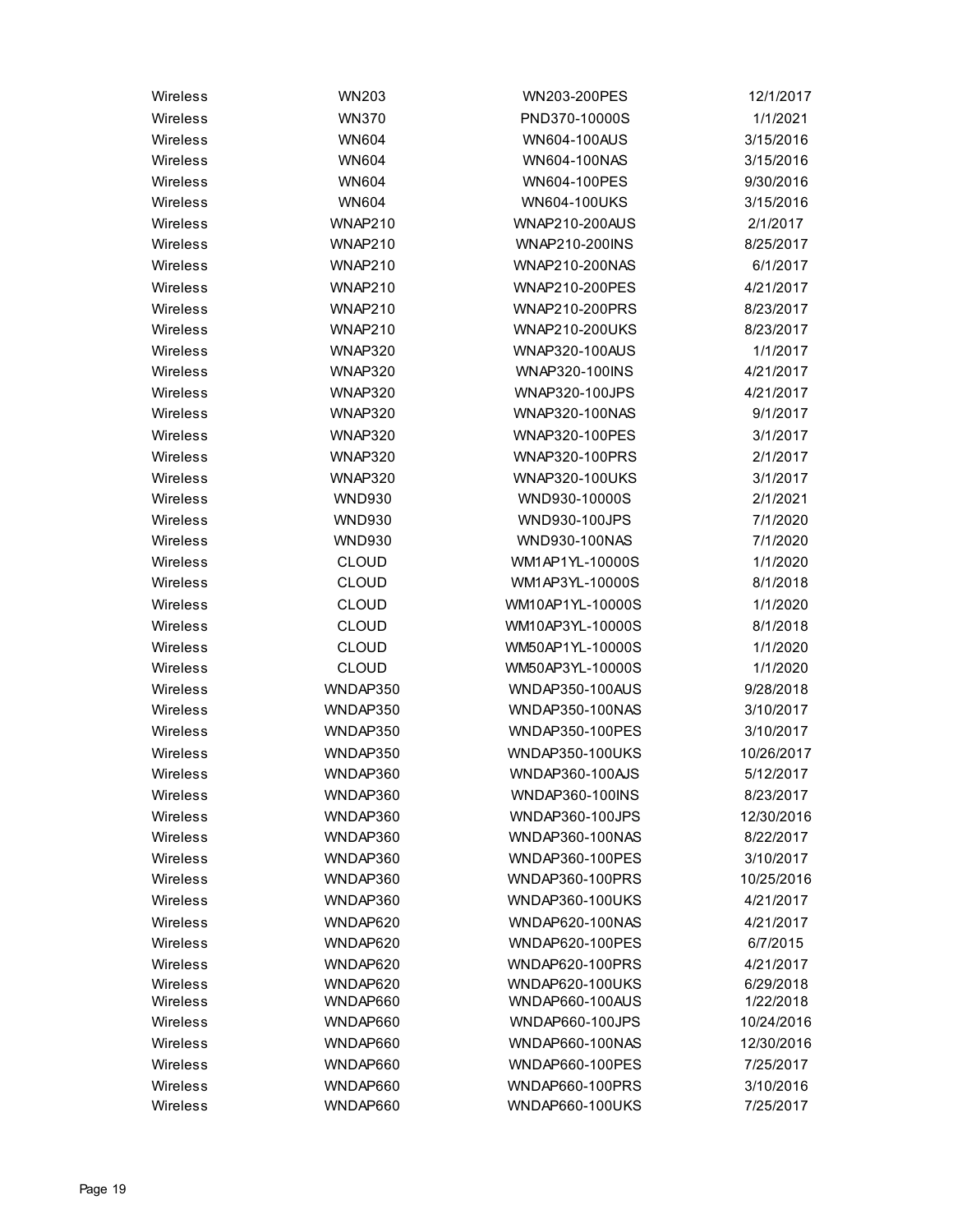| | | | |
|---|---|---|---|
| Wireless | WN203 | WN203-200PES | 12/1/2017 |
| Wireless | WN370 | PND370-10000S | 1/1/2021 |
| Wireless | WN604 | WN604-100AUS | 3/15/2016 |
| Wireless | WN604 | WN604-100NAS | 3/15/2016 |
| Wireless | WN604 | WN604-100PES | 9/30/2016 |
| Wireless | WN604 | WN604-100UKS | 3/15/2016 |
| Wireless | WNAP210 | WNAP210-200AUS | 2/1/2017 |
| Wireless | WNAP210 | WNAP210-200INS | 8/25/2017 |
| Wireless | WNAP210 | WNAP210-200NAS | 6/1/2017 |
| Wireless | WNAP210 | WNAP210-200PES | 4/21/2017 |
| Wireless | WNAP210 | WNAP210-200PRS | 8/23/2017 |
| Wireless | WNAP210 | WNAP210-200UKS | 8/23/2017 |
| Wireless | WNAP320 | WNAP320-100AUS | 1/1/2017 |
| Wireless | WNAP320 | WNAP320-100INS | 4/21/2017 |
| Wireless | WNAP320 | WNAP320-100JPS | 4/21/2017 |
| Wireless | WNAP320 | WNAP320-100NAS | 9/1/2017 |
| Wireless | WNAP320 | WNAP320-100PES | 3/1/2017 |
| Wireless | WNAP320 | WNAP320-100PRS | 2/1/2017 |
| Wireless | WNAP320 | WNAP320-100UKS | 3/1/2017 |
| Wireless | WND930 | WND930-10000S | 2/1/2021 |
| Wireless | WND930 | WND930-100JPS | 7/1/2020 |
| Wireless | WND930 | WND930-100NAS | 7/1/2020 |
| Wireless | CLOUD | WM1AP1YL-10000S | 1/1/2020 |
| Wireless | CLOUD | WM1AP3YL-10000S | 8/1/2018 |
| Wireless | CLOUD | WM10AP1YL-10000S | 1/1/2020 |
| Wireless | CLOUD | WM10AP3YL-10000S | 8/1/2018 |
| Wireless | CLOUD | WM50AP1YL-10000S | 1/1/2020 |
| Wireless | CLOUD | WM50AP3YL-10000S | 1/1/2020 |
| Wireless | WNDAP350 | WNDAP350-100AUS | 9/28/2018 |
| Wireless | WNDAP350 | WNDAP350-100NAS | 3/10/2017 |
| Wireless | WNDAP350 | WNDAP350-100PES | 3/10/2017 |
| Wireless | WNDAP350 | WNDAP350-100UKS | 10/26/2017 |
| Wireless | WNDAP360 | WNDAP360-100AJS | 5/12/2017 |
| Wireless | WNDAP360 | WNDAP360-100INS | 8/23/2017 |
| Wireless | WNDAP360 | WNDAP360-100JPS | 12/30/2016 |
| Wireless | WNDAP360 | WNDAP360-100NAS | 8/22/2017 |
| Wireless | WNDAP360 | WNDAP360-100PES | 3/10/2017 |
| Wireless | WNDAP360 | WNDAP360-100PRS | 10/25/2016 |
| Wireless | WNDAP360 | WNDAP360-100UKS | 4/21/2017 |
| Wireless | WNDAP620 | WNDAP620-100NAS | 4/21/2017 |
| Wireless | WNDAP620 | WNDAP620-100PES | 6/7/2015 |
| Wireless | WNDAP620 | WNDAP620-100PRS | 4/21/2017 |
| Wireless | WNDAP620 | WNDAP620-100UKS | 6/29/2018 |
| Wireless | WNDAP660 | WNDAP660-100AUS | 1/22/2018 |
| Wireless | WNDAP660 | WNDAP660-100JPS | 10/24/2016 |
| Wireless | WNDAP660 | WNDAP660-100NAS | 12/30/2016 |
| Wireless | WNDAP660 | WNDAP660-100PES | 7/25/2017 |
| Wireless | WNDAP660 | WNDAP660-100PRS | 3/10/2016 |
| Wireless | WNDAP660 | WNDAP660-100UKS | 7/25/2017 |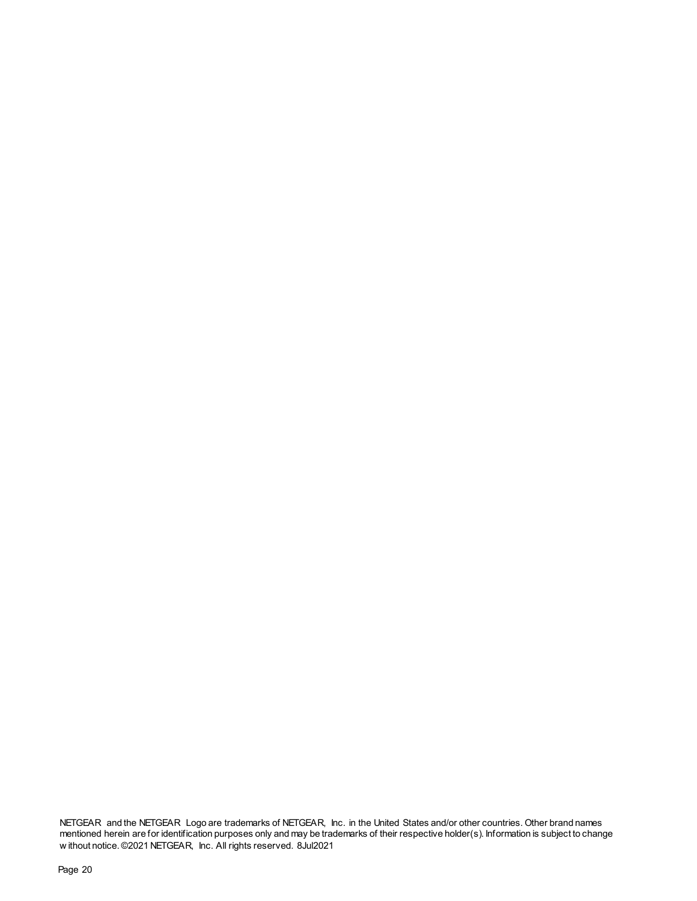NETGEAR and the NETGEAR Logo are trademarks of NETGEAR, Inc. in the United States and/or other countries. Other brand names mentioned herein are for identification purposes only and may be trademarks of their respective holder(s). Information is subject to change without notice. ©2021 NETGEAR, Inc. All rights reserved. 8Jul2021